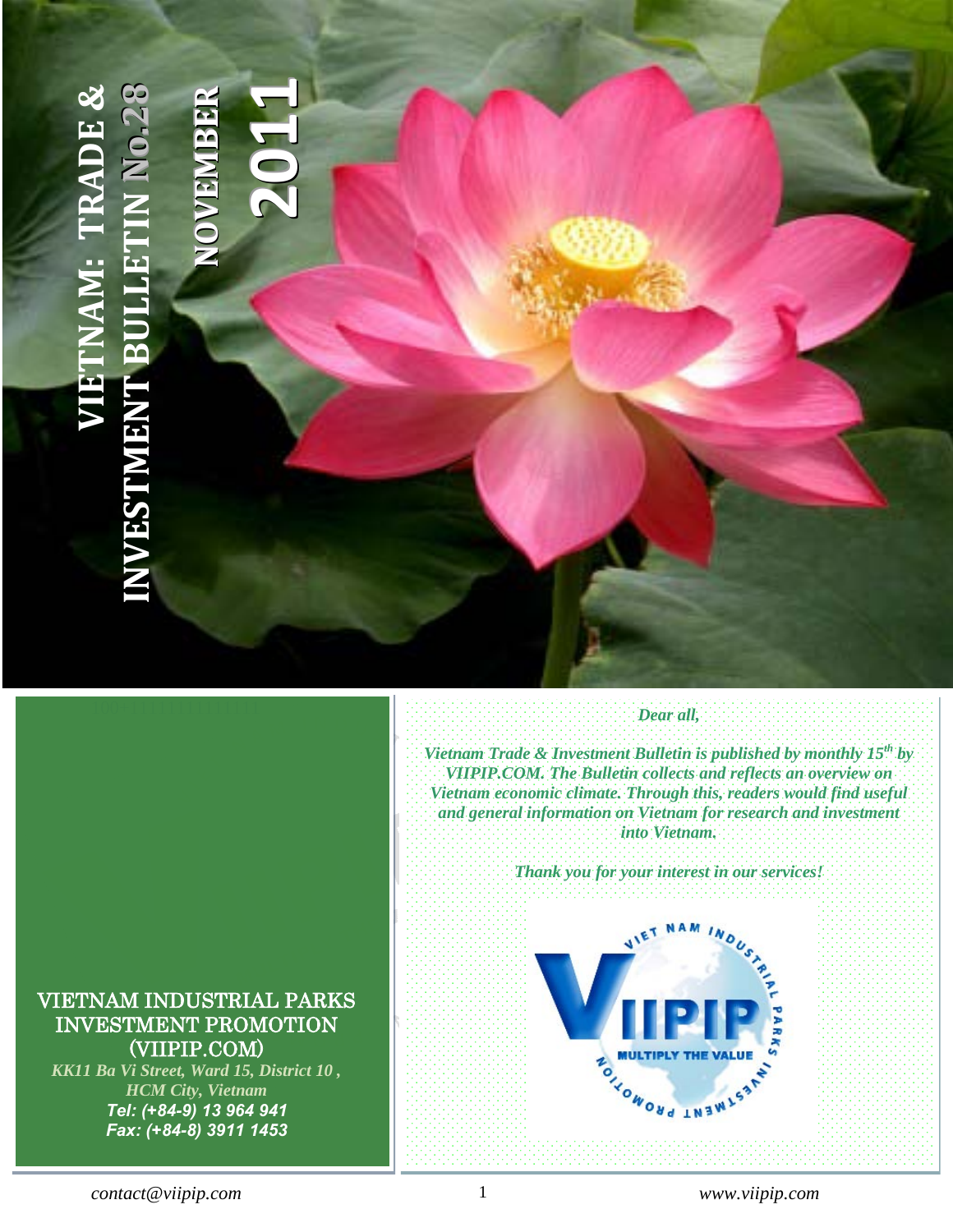# VIETNAM: TRADE & INVESTMENT BULLETIN No.28

## NOVEMBER 2011

VIETNAM INDUSTRIAL PARKS INVESTMENT PROMOTION (VIIPIP.COM)

*KK11 Ba Vi Street, Ward 15, District 10 , HCM City, Vietnam*

***Tel: (+84-9) 13 964 941***

***Fax: (+84-8) 3911 1453***

***Dear all,***

***Vietnam Trade & Investment Bulletin is published by monthly 15th by VIIPIP.COM. The Bulletin collects and reflects an overview on Vietnam economic climate. Through this, readers would find useful and general information on Vietnam for research and investment into Vietnam.***

***Thank you for your interest in our services!***

VIET NAM INDUSTRIAL PARKS INVESTMENT PROMOTION

VIIPIP

MULTIPLY THE VALUE

*contact@viipip.com*

*www.viipip.com*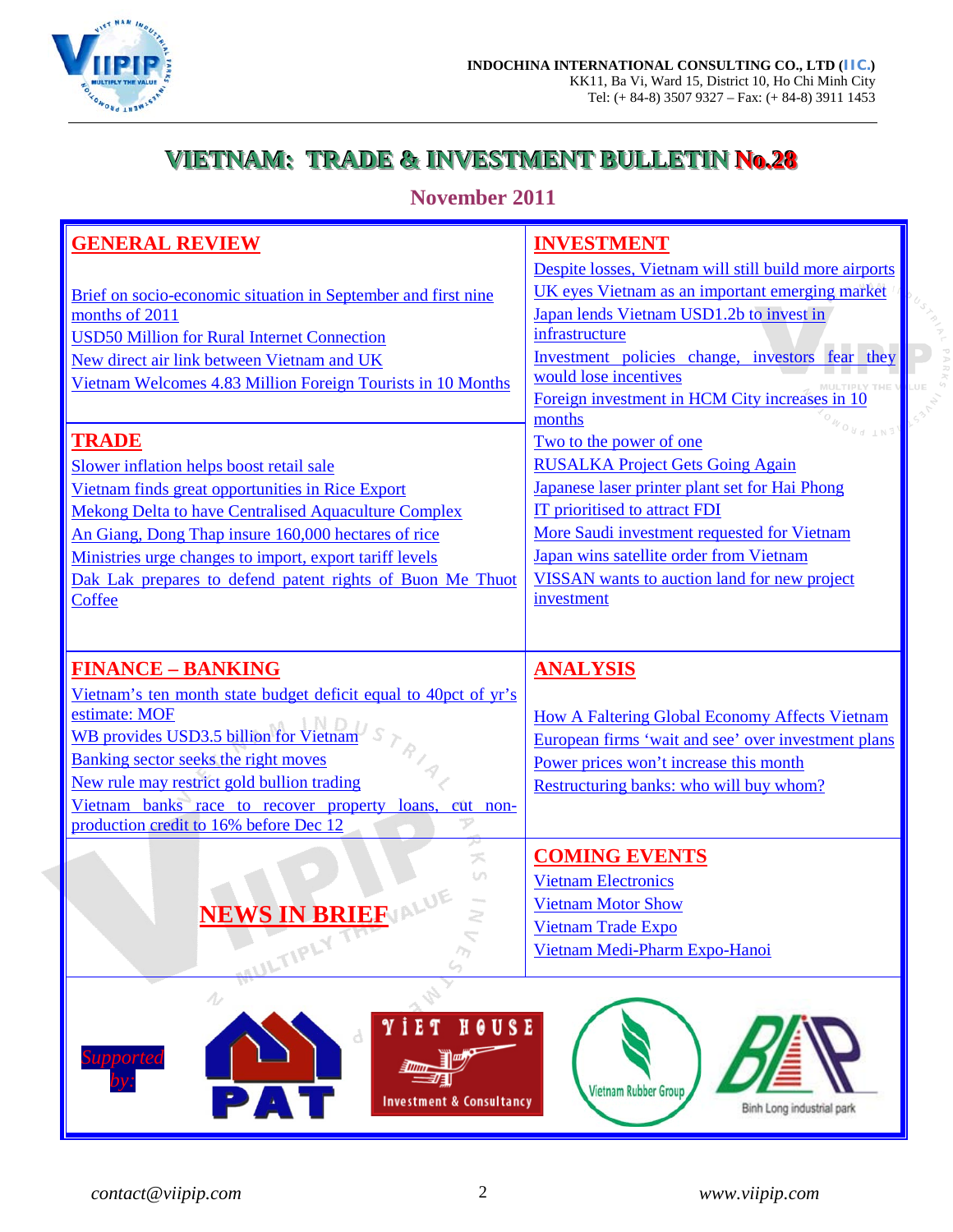INDOCHINA INTERNATIONAL CONSULTING CO., LTD (IIC.)
KK11, Ba Vi, Ward 15, District 10, Ho Chi Minh City
Tel: (+ 84-8) 3507 9327 – Fax: (+ 84-8) 3911 1453

# VIETNAM: TRADE & INVESTMENT BULLETIN No.28

## November 2011

## GENERAL REVIEW

- Brief on socio-economic situation in September and first nine months of 2011
- USD50 Million for Rural Internet Connection
- New direct air link between Vietnam and UK
- Vietnam Welcomes 4.83 Million Foreign Tourists in 10 Months

## TRADE

- Slower inflation helps boost retail sale
- Vietnam finds great opportunities in Rice Export
- Mekong Delta to have Centralised Aquaculture Complex
- An Giang, Dong Thap insure 160,000 hectares of rice
- Ministries urge changes to import, export tariff levels
- Dak Lak prepares to defend patent rights of Buon Me Thuot Coffee

## INVESTMENT

- Despite losses, Vietnam will still build more airports
- UK eyes Vietnam as an important emerging market
- Japan lends Vietnam USD1.2b to invest in infrastructure
- Investment policies change, investors fear they would lose incentives
- Foreign investment in HCM City increases in 10 months
- Two to the power of one
- RUSALKA Project Gets Going Again
- Japanese laser printer plant set for Hai Phong
- IT prioritised to attract FDI
- More Saudi investment requested for Vietnam
- Japan wins satellite order from Vietnam
- VISSAN wants to auction land for new project investment

## FINANCE – BANKING

- Vietnam's ten month state budget deficit equal to 40pct of yr's estimate: MOF
- WB provides USD3.5 billion for Vietnam
- Banking sector seeks the right moves
- New rule may restrict gold bullion trading
- Vietnam banks race to recover property loans, cut non-production credit to 16% before Dec 12

## ANALYSIS

- How A Faltering Global Economy Affects Vietnam
- European firms 'wait and see' over investment plans
- Power prices won't increase this month
- Restructuring banks: who will buy whom?

## NEWS IN BRIEF

## COMING EVENTS

- Vietnam Electronics
- Vietnam Motor Show
- Vietnam Trade Expo
- Vietnam Medi-Pharm Expo-Hanoi

*Supported by:* PAT, VIET HOUSE Investment & Consultancy, Vietnam Rubber Group, Binh Long industrial park

*contact@viipip.com* *www.viipip.com*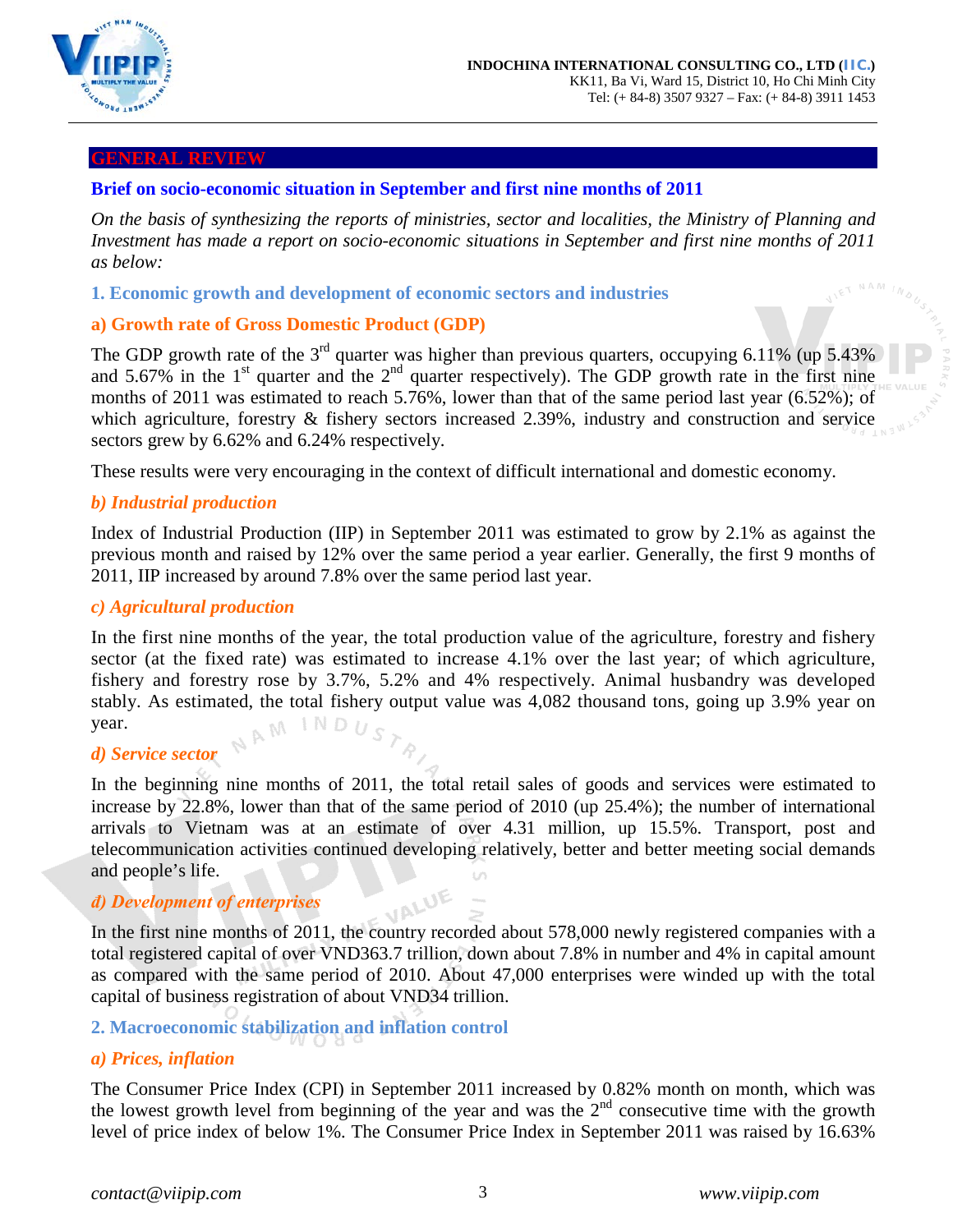## GENERAL REVIEW

### Brief on socio-economic situation in September and first nine months of 2011

*On the basis of synthesizing the reports of ministries, sector and localities, the Ministry of Planning and Investment has made a report on socio-economic situations in September and first nine months of 2011 as below:*

### 1. Economic growth and development of economic sectors and industries

#### a) Growth rate of Gross Domestic Product (GDP)

The GDP growth rate of the 3rd quarter was higher than previous quarters, occupying 6.11% (up 5.43% and 5.67% in the 1st quarter and the 2nd quarter respectively). The GDP growth rate in the first nine months of 2011 was estimated to reach 5.76%, lower than that of the same period last year (6.52%); of which agriculture, forestry & fishery sectors increased 2.39%, industry and construction and service sectors grew by 6.62% and 6.24% respectively.

These results were very encouraging in the context of difficult international and domestic economy.

#### *b) Industrial production*

Index of Industrial Production (IIP) in September 2011 was estimated to grow by 2.1% as against the previous month and raised by 12% over the same period a year earlier. Generally, the first 9 months of 2011, IIP increased by around 7.8% over the same period last year.

#### *c) Agricultural production*

In the first nine months of the year, the total production value of the agriculture, forestry and fishery sector (at the fixed rate) was estimated to increase 4.1% over the last year; of which agriculture, fishery and forestry rose by 3.7%, 5.2% and 4% respectively. Animal husbandry was developed stably. As estimated, the total fishery output value was 4,082 thousand tons, going up 3.9% year on year.

#### *d) Service sector*

In the beginning nine months of 2011, the total retail sales of goods and services were estimated to increase by 22.8%, lower than that of the same period of 2010 (up 25.4%); the number of international arrivals to Vietnam was at an estimate of over 4.31 million, up 15.5%. Transport, post and telecommunication activities continued developing relatively, better and better meeting social demands and people's life.

#### *đ) Development of enterprises*

In the first nine months of 2011, the country recorded about 578,000 newly registered companies with a total registered capital of over VND363.7 trillion, down about 7.8% in number and 4% in capital amount as compared with the same period of 2010. About 47,000 enterprises were winded up with the total capital of business registration of about VND34 trillion.

### 2. Macroeconomic stabilization and inflation control

#### *a) Prices, inflation*

The Consumer Price Index (CPI) in September 2011 increased by 0.82% month on month, which was the lowest growth level from beginning of the year and was the 2nd consecutive time with the growth level of price index of below 1%. The Consumer Price Index in September 2011 was raised by 16.63%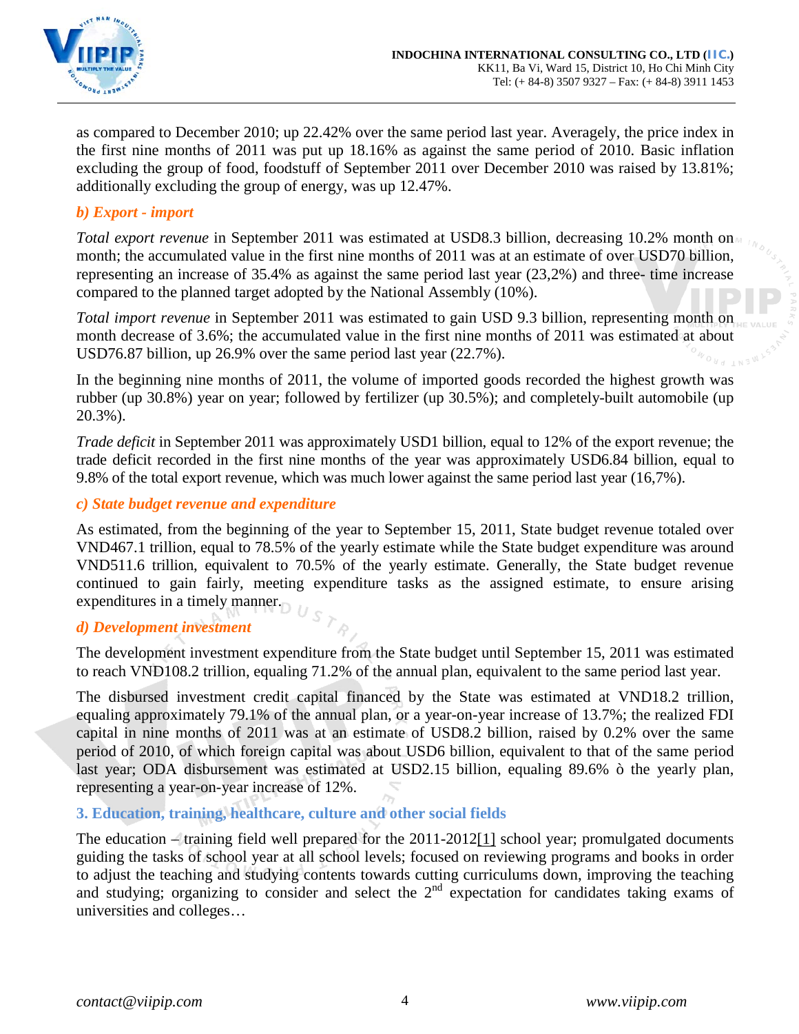as compared to December 2010; up 22.42% over the same period last year. Averagely, the price index in the first nine months of 2011 was put up 18.16% as against the same period of 2010. Basic inflation excluding the group of food, foodstuff of September 2011 over December 2010 was raised by 13.81%; additionally excluding the group of energy, was up 12.47%.

### *b) Export - import*

*Total export revenue* in September 2011 was estimated at USD8.3 billion, decreasing 10.2% month on month; the accumulated value in the first nine months of 2011 was at an estimate of over USD70 billion, representing an increase of 35.4% as against the same period last year (23,2%) and three- time increase compared to the planned target adopted by the National Assembly (10%).

*Total import revenue* in September 2011 was estimated to gain USD 9.3 billion, representing month on month decrease of 3.6%; the accumulated value in the first nine months of 2011 was estimated at about USD76.87 billion, up 26.9% over the same period last year (22.7%).

In the beginning nine months of 2011, the volume of imported goods recorded the highest growth was rubber (up 30.8%) year on year; followed by fertilizer (up 30.5%); and completely-built automobile (up 20.3%).

*Trade deficit* in September 2011 was approximately USD1 billion, equal to 12% of the export revenue; the trade deficit recorded in the first nine months of the year was approximately USD6.84 billion, equal to 9.8% of the total export revenue, which was much lower against the same period last year (16,7%).

### *c) State budget revenue and expenditure*

As estimated, from the beginning of the year to September 15, 2011, State budget revenue totaled over VND467.1 trillion, equal to 78.5% of the yearly estimate while the State budget expenditure was around VND511.6 trillion, equivalent to 70.5% of the yearly estimate. Generally, the State budget revenue continued to gain fairly, meeting expenditure tasks as the assigned estimate, to ensure arising expenditures in a timely manner.

### *d) Development investment*

The development investment expenditure from the State budget until September 15, 2011 was estimated to reach VND108.2 trillion, equaling 71.2% of the annual plan, equivalent to the same period last year.

The disbursed investment credit capital financed by the State was estimated at VND18.2 trillion, equaling approximately 79.1% of the annual plan, or a year-on-year increase of 13.7%; the realized FDI capital in nine months of 2011 was at an estimate of USD8.2 billion, raised by 0.2% over the same period of 2010, of which foreign capital was about USD6 billion, equivalent to that of the same period last year; ODA disbursement was estimated at USD2.15 billion, equaling 89.6% ò the yearly plan, representing a year-on-year increase of 12%.

## 3. Education, training, healthcare, culture and other social fields

The education – training field well prepared for the 2011-2012[1] school year; promulgated documents guiding the tasks of school year at all school levels; focused on reviewing programs and books in order to adjust the teaching and studying contents towards cutting curriculums down, improving the teaching and studying; organizing to consider and select the 2nd expectation for candidates taking exams of universities and colleges…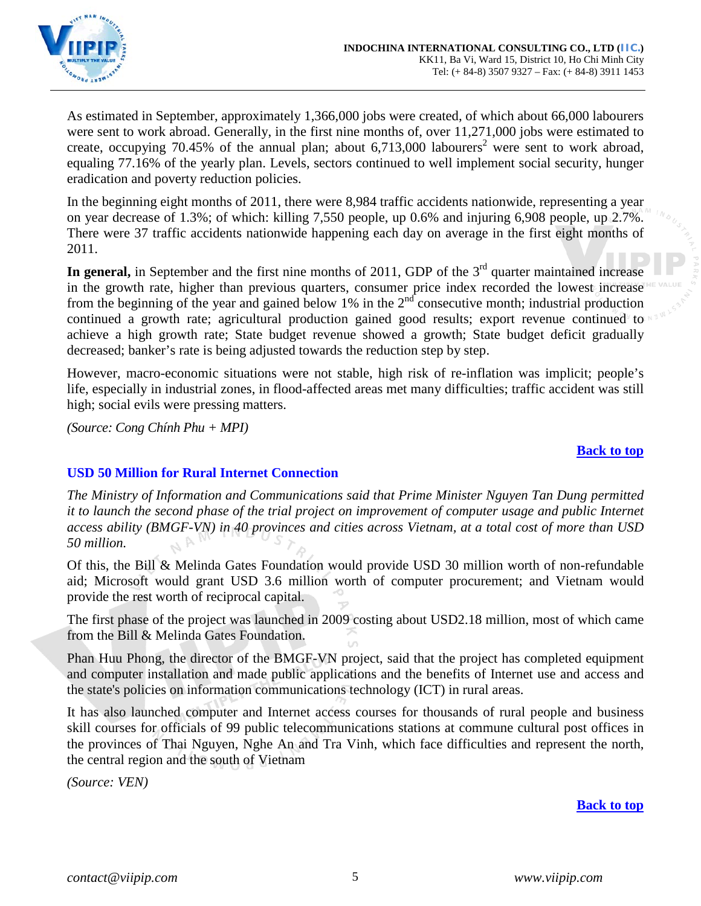As estimated in September, approximately 1,366,000 jobs were created, of which about 66,000 labourers were sent to work abroad. Generally, in the first nine months of, over 11,271,000 jobs were estimated to create, occupying 70.45% of the annual plan; about 6,713,000 labourers[2] were sent to work abroad, equaling 77.16% of the yearly plan. Levels, sectors continued to well implement social security, hunger eradication and poverty reduction policies.

In the beginning eight months of 2011, there were 8,984 traffic accidents nationwide, representing a year on year decrease of 1.3%; of which: killing 7,550 people, up 0.6% and injuring 6,908 people, up 2.7%. There were 37 traffic accidents nationwide happening each day on average in the first eight months of 2011.

**In general,** in September and the first nine months of 2011, GDP of the 3rd quarter maintained increase in the growth rate, higher than previous quarters, consumer price index recorded the lowest increase from the beginning of the year and gained below 1% in the 2nd consecutive month; industrial production continued a growth rate; agricultural production gained good results; export revenue continued to achieve a high growth rate; State budget revenue showed a growth; State budget deficit gradually decreased; banker's rate is being adjusted towards the reduction step by step.

However, macro-economic situations were not stable, high risk of re-inflation was implicit; people's life, especially in industrial zones, in flood-affected areas met many difficulties; traffic accident was still high; social evils were pressing matters.

*(Source: Cong Chính Phu + MPI)*

**Back to top**

## USD 50 Million for Rural Internet Connection

*The Ministry of Information and Communications said that Prime Minister Nguyen Tan Dung permitted it to launch the second phase of the trial project on improvement of computer usage and public Internet access ability (BMGF-VN) in 40 provinces and cities across Vietnam, at a total cost of more than USD 50 million.*

Of this, the Bill & Melinda Gates Foundation would provide USD 30 million worth of non-refundable aid; Microsoft would grant USD 3.6 million worth of computer procurement; and Vietnam would provide the rest worth of reciprocal capital.

The first phase of the project was launched in 2009 costing about USD2.18 million, most of which came from the Bill & Melinda Gates Foundation.

Phan Huu Phong, the director of the BMGF-VN project, said that the project has completed equipment and computer installation and made public applications and the benefits of Internet use and access and the state's policies on information communications technology (ICT) in rural areas.

It has also launched computer and Internet access courses for thousands of rural people and business skill courses for officials of 99 public telecommunications stations at commune cultural post offices in the provinces of Thai Nguyen, Nghe An and Tra Vinh, which face difficulties and represent the north, the central region and the south of Vietnam

*(Source: VEN)*

**Back to top**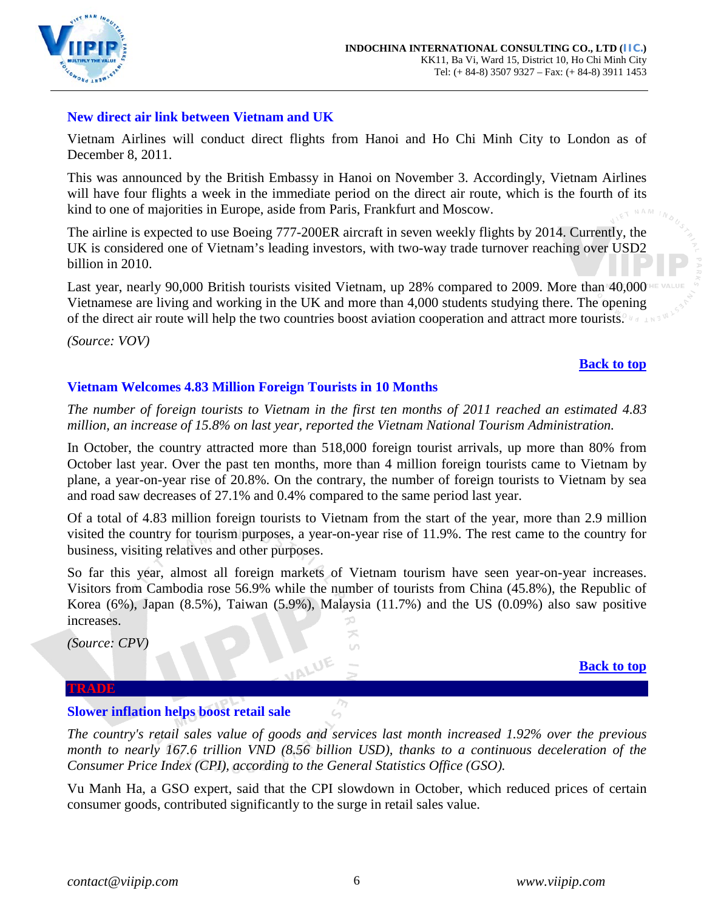### New direct air link between Vietnam and UK

Vietnam Airlines will conduct direct flights from Hanoi and Ho Chi Minh City to London as of December 8, 2011.

This was announced by the British Embassy in Hanoi on November 3. Accordingly, Vietnam Airlines will have four flights a week in the immediate period on the direct air route, which is the fourth of its kind to one of majorities in Europe, aside from Paris, Frankfurt and Moscow.

The airline is expected to use Boeing 777-200ER aircraft in seven weekly flights by 2014. Currently, the UK is considered one of Vietnam's leading investors, with two-way trade turnover reaching over USD2 billion in 2010.

Last year, nearly 90,000 British tourists visited Vietnam, up 28% compared to 2009. More than 40,000 Vietnamese are living and working in the UK and more than 4,000 students studying there. The opening of the direct air route will help the two countries boost aviation cooperation and attract more tourists.

*(Source: VOV)*

**Back to top**

### Vietnam Welcomes 4.83 Million Foreign Tourists in 10 Months

*The number of foreign tourists to Vietnam in the first ten months of 2011 reached an estimated 4.83 million, an increase of 15.8% on last year, reported the Vietnam National Tourism Administration.*

In October, the country attracted more than 518,000 foreign tourist arrivals, up more than 80% from October last year. Over the past ten months, more than 4 million foreign tourists came to Vietnam by plane, a year-on-year rise of 20.8%. On the contrary, the number of foreign tourists to Vietnam by sea and road saw decreases of 27.1% and 0.4% compared to the same period last year.

Of a total of 4.83 million foreign tourists to Vietnam from the start of the year, more than 2.9 million visited the country for tourism purposes, a year-on-year rise of 11.9%. The rest came to the country for business, visiting relatives and other purposes.

So far this year, almost all foreign markets of Vietnam tourism have seen year-on-year increases. Visitors from Cambodia rose 56.9% while the number of tourists from China (45.8%), the Republic of Korea (6%), Japan (8.5%), Taiwan (5.9%), Malaysia (11.7%) and the US (0.09%) also saw positive increases.

*(Source: CPV)*

**Back to top**

## TRADE

### Slower inflation helps boost retail sale

*The country's retail sales value of goods and services last month increased 1.92% over the previous month to nearly 167.6 trillion VND (8.56 billion USD), thanks to a continuous deceleration of the Consumer Price Index (CPI), according to the General Statistics Office (GSO).*

Vu Manh Ha, a GSO expert, said that the CPI slowdown in October, which reduced prices of certain consumer goods, contributed significantly to the surge in retail sales value.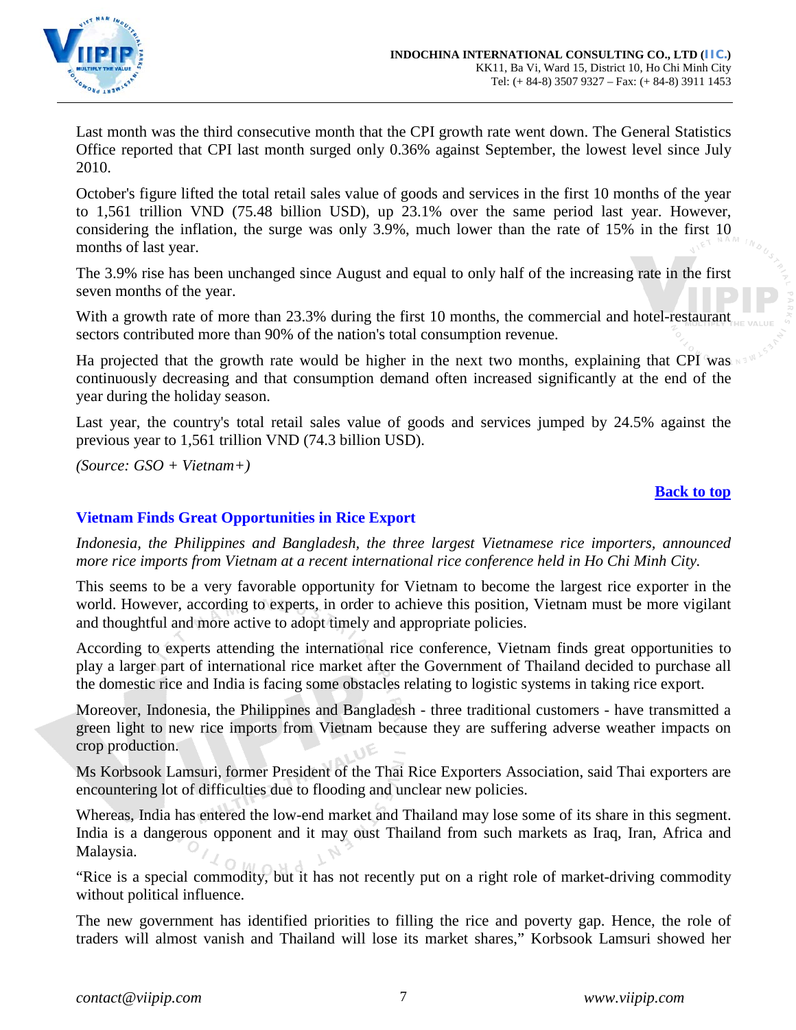Last month was the third consecutive month that the CPI growth rate went down. The General Statistics Office reported that CPI last month surged only 0.36% against September, the lowest level since July 2010.

October's figure lifted the total retail sales value of goods and services in the first 10 months of the year to 1,561 trillion VND (75.48 billion USD), up 23.1% over the same period last year. However, considering the inflation, the surge was only 3.9%, much lower than the rate of 15% in the first 10 months of last year.

The 3.9% rise has been unchanged since August and equal to only half of the increasing rate in the first seven months of the year.

With a growth rate of more than 23.3% during the first 10 months, the commercial and hotel-restaurant sectors contributed more than 90% of the nation's total consumption revenue.

Ha projected that the growth rate would be higher in the next two months, explaining that CPI was continuously decreasing and that consumption demand often increased significantly at the end of the year during the holiday season.

Last year, the country's total retail sales value of goods and services jumped by 24.5% against the previous year to 1,561 trillion VND (74.3 billion USD).

*(Source: GSO + Vietnam+)*

**Back to top**

### Vietnam Finds Great Opportunities in Rice Export

*Indonesia, the Philippines and Bangladesh, the three largest Vietnamese rice importers, announced more rice imports from Vietnam at a recent international rice conference held in Ho Chi Minh City.*

This seems to be a very favorable opportunity for Vietnam to become the largest rice exporter in the world. However, according to experts, in order to achieve this position, Vietnam must be more vigilant and thoughtful and more active to adopt timely and appropriate policies.

According to experts attending the international rice conference, Vietnam finds great opportunities to play a larger part of international rice market after the Government of Thailand decided to purchase all the domestic rice and India is facing some obstacles relating to logistic systems in taking rice export.

Moreover, Indonesia, the Philippines and Bangladesh - three traditional customers - have transmitted a green light to new rice imports from Vietnam because they are suffering adverse weather impacts on crop production.

Ms Korbsook Lamsuri, former President of the Thai Rice Exporters Association, said Thai exporters are encountering lot of difficulties due to flooding and unclear new policies.

Whereas, India has entered the low-end market and Thailand may lose some of its share in this segment. India is a dangerous opponent and it may oust Thailand from such markets as Iraq, Iran, Africa and Malaysia.

"Rice is a special commodity, but it has not recently put on a right role of market-driving commodity without political influence.

The new government has identified priorities to filling the rice and poverty gap. Hence, the role of traders will almost vanish and Thailand will lose its market shares," Korbsook Lamsuri showed her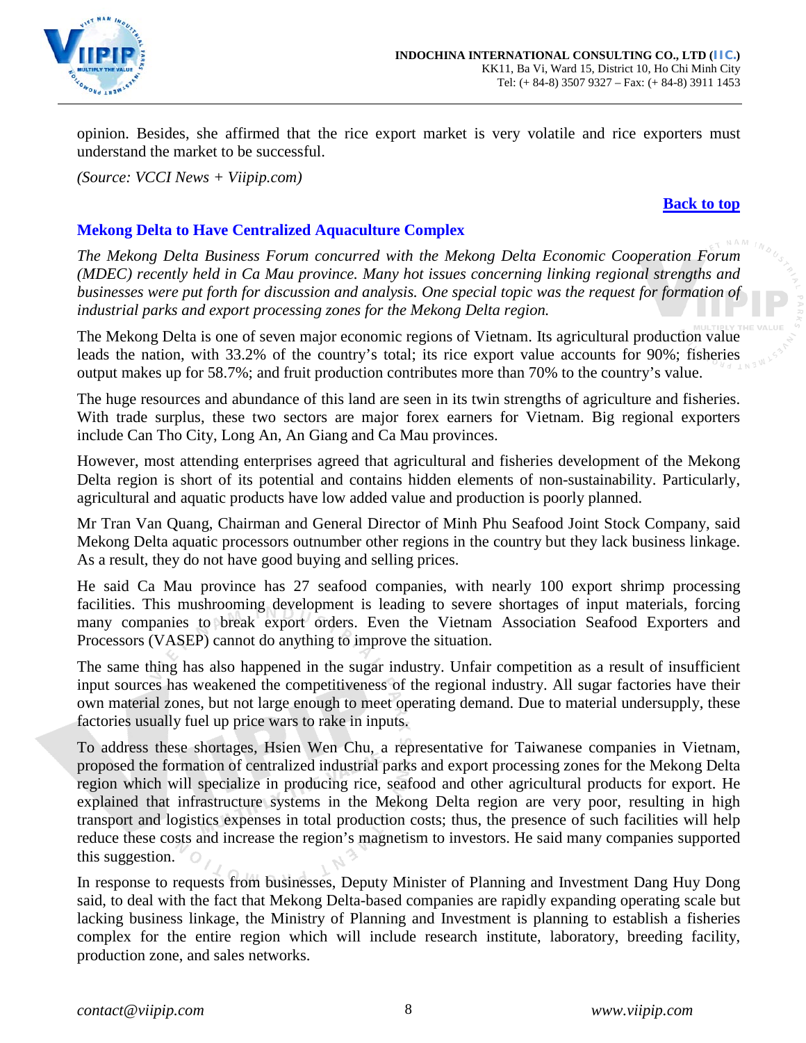opinion. Besides, she affirmed that the rice export market is very volatile and rice exporters must understand the market to be successful.

*(Source: VCCI News + Viipip.com)*

**Back to top**

## Mekong Delta to Have Centralized Aquaculture Complex

*The Mekong Delta Business Forum concurred with the Mekong Delta Economic Cooperation Forum (MDEC) recently held in Ca Mau province. Many hot issues concerning linking regional strengths and businesses were put forth for discussion and analysis. One special topic was the request for formation of industrial parks and export processing zones for the Mekong Delta region.*

The Mekong Delta is one of seven major economic regions of Vietnam. Its agricultural production value leads the nation, with 33.2% of the country's total; its rice export value accounts for 90%; fisheries output makes up for 58.7%; and fruit production contributes more than 70% to the country's value.

The huge resources and abundance of this land are seen in its twin strengths of agriculture and fisheries. With trade surplus, these two sectors are major forex earners for Vietnam. Big regional exporters include Can Tho City, Long An, An Giang and Ca Mau provinces.

However, most attending enterprises agreed that agricultural and fisheries development of the Mekong Delta region is short of its potential and contains hidden elements of non-sustainability. Particularly, agricultural and aquatic products have low added value and production is poorly planned.

Mr Tran Van Quang, Chairman and General Director of Minh Phu Seafood Joint Stock Company, said Mekong Delta aquatic processors outnumber other regions in the country but they lack business linkage. As a result, they do not have good buying and selling prices.

He said Ca Mau province has 27 seafood companies, with nearly 100 export shrimp processing facilities. This mushrooming development is leading to severe shortages of input materials, forcing many companies to break export orders. Even the Vietnam Association Seafood Exporters and Processors (VASEP) cannot do anything to improve the situation.

The same thing has also happened in the sugar industry. Unfair competition as a result of insufficient input sources has weakened the competitiveness of the regional industry. All sugar factories have their own material zones, but not large enough to meet operating demand. Due to material undersupply, these factories usually fuel up price wars to rake in inputs.

To address these shortages, Hsien Wen Chu, a representative for Taiwanese companies in Vietnam, proposed the formation of centralized industrial parks and export processing zones for the Mekong Delta region which will specialize in producing rice, seafood and other agricultural products for export. He explained that infrastructure systems in the Mekong Delta region are very poor, resulting in high transport and logistics expenses in total production costs; thus, the presence of such facilities will help reduce these costs and increase the region's magnetism to investors. He said many companies supported this suggestion.

In response to requests from businesses, Deputy Minister of Planning and Investment Dang Huy Dong said, to deal with the fact that Mekong Delta-based companies are rapidly expanding operating scale but lacking business linkage, the Ministry of Planning and Investment is planning to establish a fisheries complex for the entire region which will include research institute, laboratory, breeding facility, production zone, and sales networks.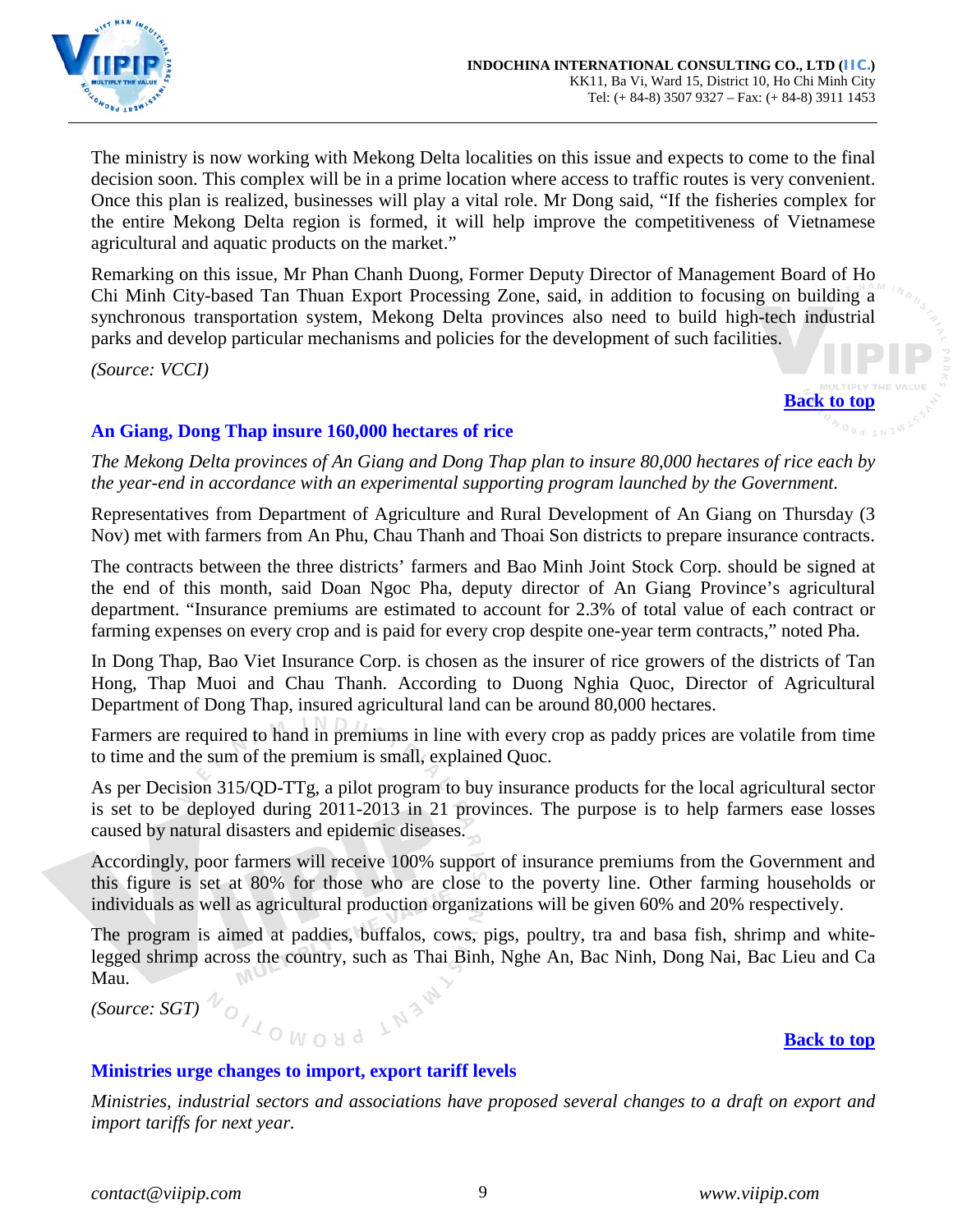The ministry is now working with Mekong Delta localities on this issue and expects to come to the final decision soon. This complex will be in a prime location where access to traffic routes is very convenient. Once this plan is realized, businesses will play a vital role. Mr Dong said, "If the fisheries complex for the entire Mekong Delta region is formed, it will help improve the competitiveness of Vietnamese agricultural and aquatic products on the market."

Remarking on this issue, Mr Phan Chanh Duong, Former Deputy Director of Management Board of Ho Chi Minh City-based Tan Thuan Export Processing Zone, said, in addition to focusing on building a synchronous transportation system, Mekong Delta provinces also need to build high-tech industrial parks and develop particular mechanisms and policies for the development of such facilities.

*(Source: VCCI)*

**Back to top**

### An Giang, Dong Thap insure 160,000 hectares of rice

*The Mekong Delta provinces of An Giang and Dong Thap plan to insure 80,000 hectares of rice each by the year-end in accordance with an experimental supporting program launched by the Government.*

Representatives from Department of Agriculture and Rural Development of An Giang on Thursday (3 Nov) met with farmers from An Phu, Chau Thanh and Thoai Son districts to prepare insurance contracts.

The contracts between the three districts' farmers and Bao Minh Joint Stock Corp. should be signed at the end of this month, said Doan Ngoc Pha, deputy director of An Giang Province's agricultural department. "Insurance premiums are estimated to account for 2.3% of total value of each contract or farming expenses on every crop and is paid for every crop despite one-year term contracts," noted Pha.

In Dong Thap, Bao Viet Insurance Corp. is chosen as the insurer of rice growers of the districts of Tan Hong, Thap Muoi and Chau Thanh. According to Duong Nghia Quoc, Director of Agricultural Department of Dong Thap, insured agricultural land can be around 80,000 hectares.

Farmers are required to hand in premiums in line with every crop as paddy prices are volatile from time to time and the sum of the premium is small, explained Quoc.

As per Decision 315/QD-TTg, a pilot program to buy insurance products for the local agricultural sector is set to be deployed during 2011-2013 in 21 provinces. The purpose is to help farmers ease losses caused by natural disasters and epidemic diseases.

Accordingly, poor farmers will receive 100% support of insurance premiums from the Government and this figure is set at 80% for those who are close to the poverty line. Other farming households or individuals as well as agricultural production organizations will be given 60% and 20% respectively.

The program is aimed at paddies, buffalos, cows, pigs, poultry, tra and basa fish, shrimp and white-legged shrimp across the country, such as Thai Binh, Nghe An, Bac Ninh, Dong Nai, Bac Lieu and Ca Mau.

*(Source: SGT)*

**Back to top**

### Ministries urge changes to import, export tariff levels

*Ministries, industrial sectors and associations have proposed several changes to a draft on export and import tariffs for next year.*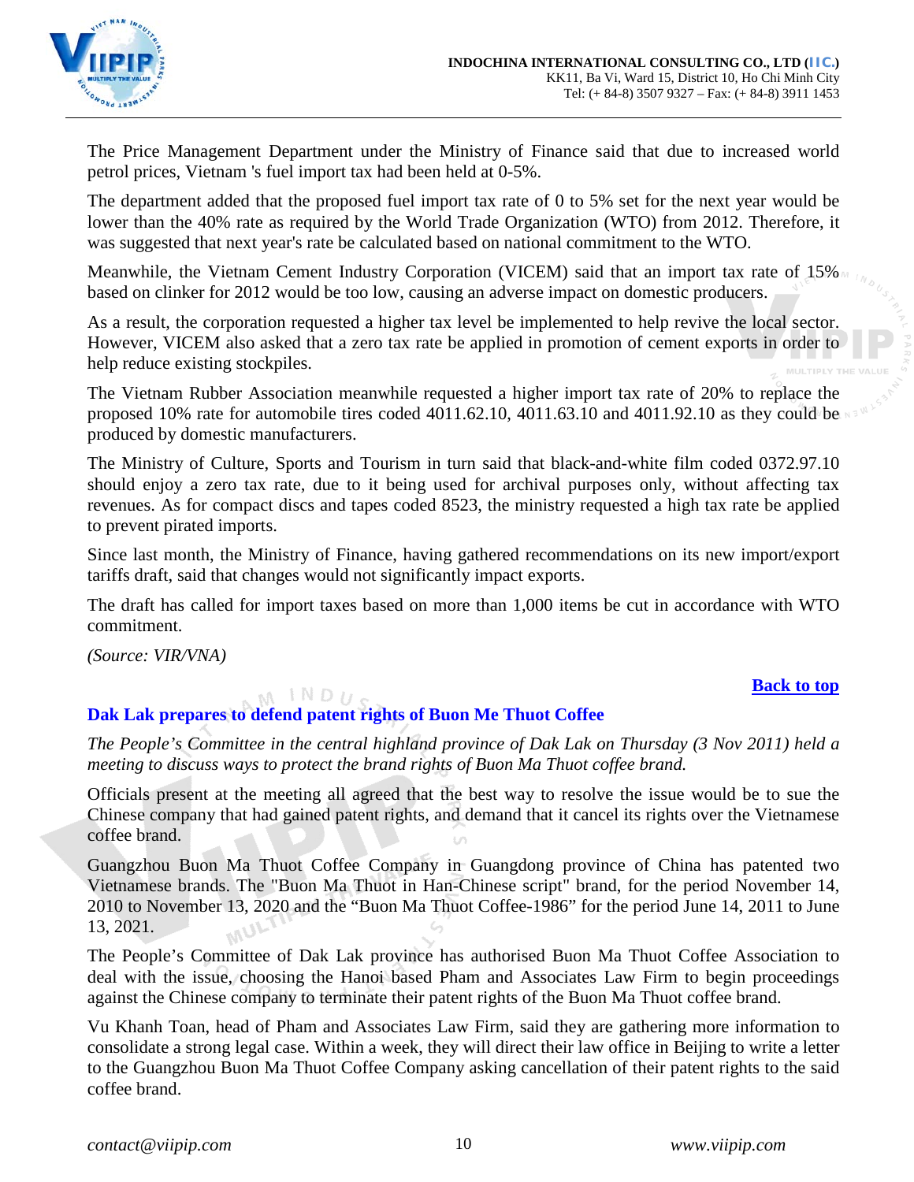The Price Management Department under the Ministry of Finance said that due to increased world petrol prices, Vietnam 's fuel import tax had been held at 0-5%.

The department added that the proposed fuel import tax rate of 0 to 5% set for the next year would be lower than the 40% rate as required by the World Trade Organization (WTO) from 2012. Therefore, it was suggested that next year's rate be calculated based on national commitment to the WTO.

Meanwhile, the Vietnam Cement Industry Corporation (VICEM) said that an import tax rate of 15% based on clinker for 2012 would be too low, causing an adverse impact on domestic producers.

As a result, the corporation requested a higher tax level be implemented to help revive the local sector. However, VICEM also asked that a zero tax rate be applied in promotion of cement exports in order to help reduce existing stockpiles.

The Vietnam Rubber Association meanwhile requested a higher import tax rate of 20% to replace the proposed 10% rate for automobile tires coded 4011.62.10, 4011.63.10 and 4011.92.10 as they could be produced by domestic manufacturers.

The Ministry of Culture, Sports and Tourism in turn said that black-and-white film coded 0372.97.10 should enjoy a zero tax rate, due to it being used for archival purposes only, without affecting tax revenues. As for compact discs and tapes coded 8523, the ministry requested a high tax rate be applied to prevent pirated imports.

Since last month, the Ministry of Finance, having gathered recommendations on its new import/export tariffs draft, said that changes would not significantly impact exports.

The draft has called for import taxes based on more than 1,000 items be cut in accordance with WTO commitment.

*(Source: VIR/VNA)*

**Back to top**

## Dak Lak prepares to defend patent rights of Buon Me Thuot Coffee

*The People's Committee in the central highland province of Dak Lak on Thursday (3 Nov 2011) held a meeting to discuss ways to protect the brand rights of Buon Ma Thuot coffee brand.*

Officials present at the meeting all agreed that the best way to resolve the issue would be to sue the Chinese company that had gained patent rights, and demand that it cancel its rights over the Vietnamese coffee brand.

Guangzhou Buon Ma Thuot Coffee Company in Guangdong province of China has patented two Vietnamese brands. The "Buon Ma Thuot in Han-Chinese script" brand, for the period November 14, 2010 to November 13, 2020 and the "Buon Ma Thuot Coffee-1986" for the period June 14, 2011 to June 13, 2021.

The People's Committee of Dak Lak province has authorised Buon Ma Thuot Coffee Association to deal with the issue, choosing the Hanoi based Pham and Associates Law Firm to begin proceedings against the Chinese company to terminate their patent rights of the Buon Ma Thuot coffee brand.

Vu Khanh Toan, head of Pham and Associates Law Firm, said they are gathering more information to consolidate a strong legal case. Within a week, they will direct their law office in Beijing to write a letter to the Guangzhou Buon Ma Thuot Coffee Company asking cancellation of their patent rights to the said coffee brand.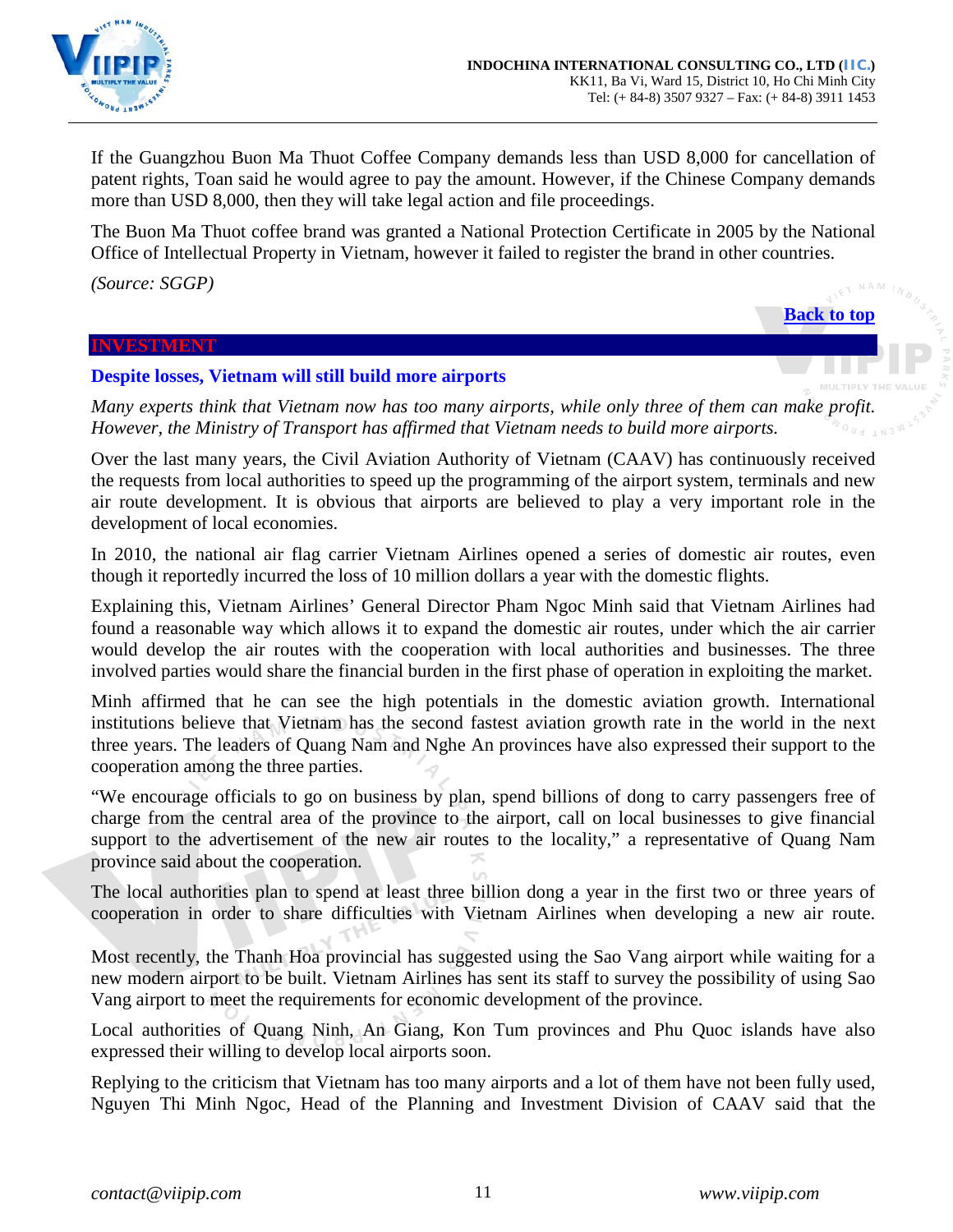If the Guangzhou Buon Ma Thuot Coffee Company demands less than USD 8,000 for cancellation of patent rights, Toan said he would agree to pay the amount. However, if the Chinese Company demands more than USD 8,000, then they will take legal action and file proceedings.

The Buon Ma Thuot coffee brand was granted a National Protection Certificate in 2005 by the National Office of Intellectual Property in Vietnam, however it failed to register the brand in other countries.

*(Source: SGGP)*

**Back to top**

## INVESTMENT

### Despite losses, Vietnam will still build more airports

*Many experts think that Vietnam now has too many airports, while only three of them can make profit. However, the Ministry of Transport has affirmed that Vietnam needs to build more airports.*

Over the last many years, the Civil Aviation Authority of Vietnam (CAAV) has continuously received the requests from local authorities to speed up the programming of the airport system, terminals and new air route development. It is obvious that airports are believed to play a very important role in the development of local economies.

In 2010, the national air flag carrier Vietnam Airlines opened a series of domestic air routes, even though it reportedly incurred the loss of 10 million dollars a year with the domestic flights.

Explaining this, Vietnam Airlines' General Director Pham Ngoc Minh said that Vietnam Airlines had found a reasonable way which allows it to expand the domestic air routes, under which the air carrier would develop the air routes with the cooperation with local authorities and businesses. The three involved parties would share the financial burden in the first phase of operation in exploiting the market.

Minh affirmed that he can see the high potentials in the domestic aviation growth. International institutions believe that Vietnam has the second fastest aviation growth rate in the world in the next three years. The leaders of Quang Nam and Nghe An provinces have also expressed their support to the cooperation among the three parties.

"We encourage officials to go on business by plan, spend billions of dong to carry passengers free of charge from the central area of the province to the airport, call on local businesses to give financial support to the advertisement of the new air routes to the locality," a representative of Quang Nam province said about the cooperation.

The local authorities plan to spend at least three billion dong a year in the first two or three years of cooperation in order to share difficulties with Vietnam Airlines when developing a new air route.

Most recently, the Thanh Hoa provincial has suggested using the Sao Vang airport while waiting for a new modern airport to be built. Vietnam Airlines has sent its staff to survey the possibility of using Sao Vang airport to meet the requirements for economic development of the province.

Local authorities of Quang Ninh, An Giang, Kon Tum provinces and Phu Quoc islands have also expressed their willing to develop local airports soon.

Replying to the criticism that Vietnam has too many airports and a lot of them have not been fully used, Nguyen Thi Minh Ngoc, Head of the Planning and Investment Division of CAAV said that the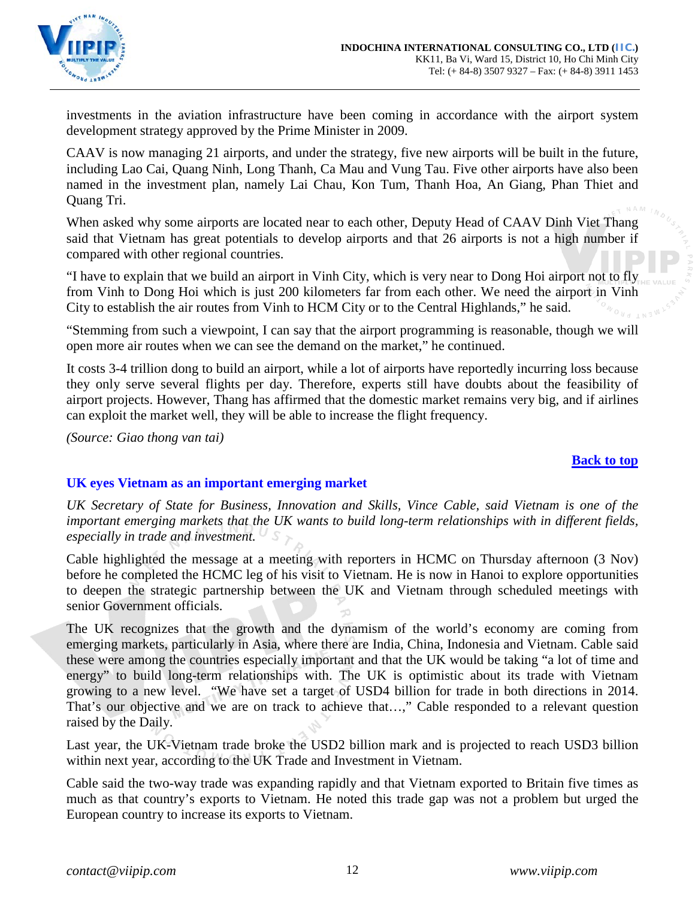investments in the aviation infrastructure have been coming in accordance with the airport system development strategy approved by the Prime Minister in 2009.

CAAV is now managing 21 airports, and under the strategy, five new airports will be built in the future, including Lao Cai, Quang Ninh, Long Thanh, Ca Mau and Vung Tau. Five other airports have also been named in the investment plan, namely Lai Chau, Kon Tum, Thanh Hoa, An Giang, Phan Thiet and Quang Tri.

When asked why some airports are located near to each other, Deputy Head of CAAV Dinh Viet Thang said that Vietnam has great potentials to develop airports and that 26 airports is not a high number if compared with other regional countries.

"I have to explain that we build an airport in Vinh City, which is very near to Dong Hoi airport not to fly from Vinh to Dong Hoi which is just 200 kilometers far from each other. We need the airport in Vinh City to establish the air routes from Vinh to HCM City or to the Central Highlands," he said.

"Stemming from such a viewpoint, I can say that the airport programming is reasonable, though we will open more air routes when we can see the demand on the market," he continued.

It costs 3-4 trillion dong to build an airport, while a lot of airports have reportedly incurring loss because they only serve several flights per day. Therefore, experts still have doubts about the feasibility of airport projects. However, Thang has affirmed that the domestic market remains very big, and if airlines can exploit the market well, they will be able to increase the flight frequency.

*(Source: Giao thong van tai)*

**Back to top**

## UK eyes Vietnam as an important emerging market

*UK Secretary of State for Business, Innovation and Skills, Vince Cable, said Vietnam is one of the important emerging markets that the UK wants to build long-term relationships with in different fields, especially in trade and investment.*

Cable highlighted the message at a meeting with reporters in HCMC on Thursday afternoon (3 Nov) before he completed the HCMC leg of his visit to Vietnam. He is now in Hanoi to explore opportunities to deepen the strategic partnership between the UK and Vietnam through scheduled meetings with senior Government officials.

The UK recognizes that the growth and the dynamism of the world's economy are coming from emerging markets, particularly in Asia, where there are India, China, Indonesia and Vietnam. Cable said these were among the countries especially important and that the UK would be taking "a lot of time and energy" to build long-term relationships with. The UK is optimistic about its trade with Vietnam growing to a new level. "We have set a target of USD4 billion for trade in both directions in 2014. That's our objective and we are on track to achieve that…," Cable responded to a relevant question raised by the Daily.

Last year, the UK-Vietnam trade broke the USD2 billion mark and is projected to reach USD3 billion within next year, according to the UK Trade and Investment in Vietnam.

Cable said the two-way trade was expanding rapidly and that Vietnam exported to Britain five times as much as that country's exports to Vietnam. He noted this trade gap was not a problem but urged the European country to increase its exports to Vietnam.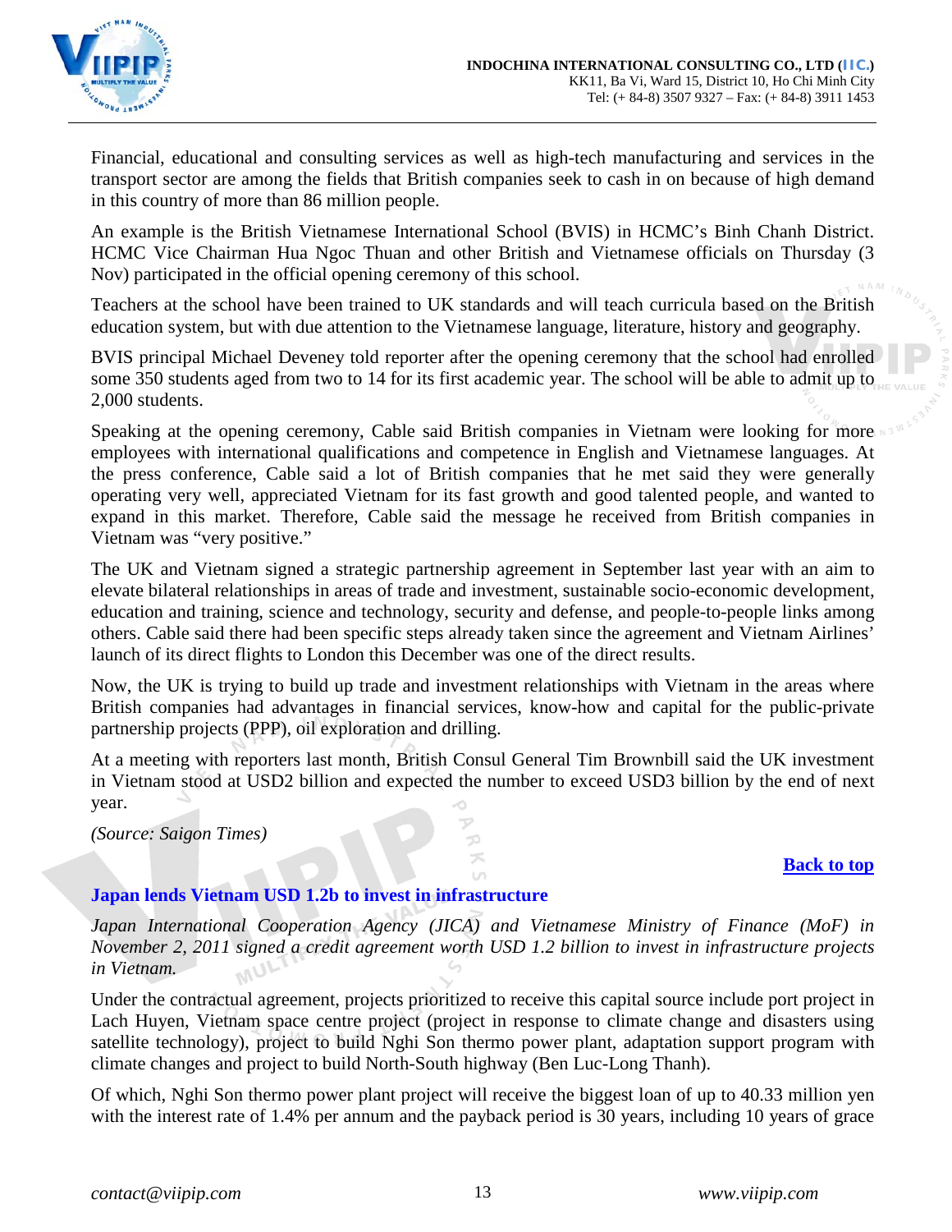Financial, educational and consulting services as well as high-tech manufacturing and services in the transport sector are among the fields that British companies seek to cash in on because of high demand in this country of more than 86 million people.

An example is the British Vietnamese International School (BVIS) in HCMC's Binh Chanh District. HCMC Vice Chairman Hua Ngoc Thuan and other British and Vietnamese officials on Thursday (3 Nov) participated in the official opening ceremony of this school.

Teachers at the school have been trained to UK standards and will teach curricula based on the British education system, but with due attention to the Vietnamese language, literature, history and geography.

BVIS principal Michael Deveney told reporter after the opening ceremony that the school had enrolled some 350 students aged from two to 14 for its first academic year. The school will be able to admit up to 2,000 students.

Speaking at the opening ceremony, Cable said British companies in Vietnam were looking for more employees with international qualifications and competence in English and Vietnamese languages. At the press conference, Cable said a lot of British companies that he met said they were generally operating very well, appreciated Vietnam for its fast growth and good talented people, and wanted to expand in this market. Therefore, Cable said the message he received from British companies in Vietnam was "very positive."

The UK and Vietnam signed a strategic partnership agreement in September last year with an aim to elevate bilateral relationships in areas of trade and investment, sustainable socio-economic development, education and training, science and technology, security and defense, and people-to-people links among others. Cable said there had been specific steps already taken since the agreement and Vietnam Airlines' launch of its direct flights to London this December was one of the direct results.

Now, the UK is trying to build up trade and investment relationships with Vietnam in the areas where British companies had advantages in financial services, know-how and capital for the public-private partnership projects (PPP), oil exploration and drilling.

At a meeting with reporters last month, British Consul General Tim Brownbill said the UK investment in Vietnam stood at USD2 billion and expected the number to exceed USD3 billion by the end of next year.

*(Source: Saigon Times)*

**Back to top**

### Japan lends Vietnam USD 1.2b to invest in infrastructure

*Japan International Cooperation Agency (JICA) and Vietnamese Ministry of Finance (MoF) in November 2, 2011 signed a credit agreement worth USD 1.2 billion to invest in infrastructure projects in Vietnam.*

Under the contractual agreement, projects prioritized to receive this capital source include port project in Lach Huyen, Vietnam space centre project (project in response to climate change and disasters using satellite technology), project to build Nghi Son thermo power plant, adaptation support program with climate changes and project to build North-South highway (Ben Luc-Long Thanh).

Of which, Nghi Son thermo power plant project will receive the biggest loan of up to 40.33 million yen with the interest rate of 1.4% per annum and the payback period is 30 years, including 10 years of grace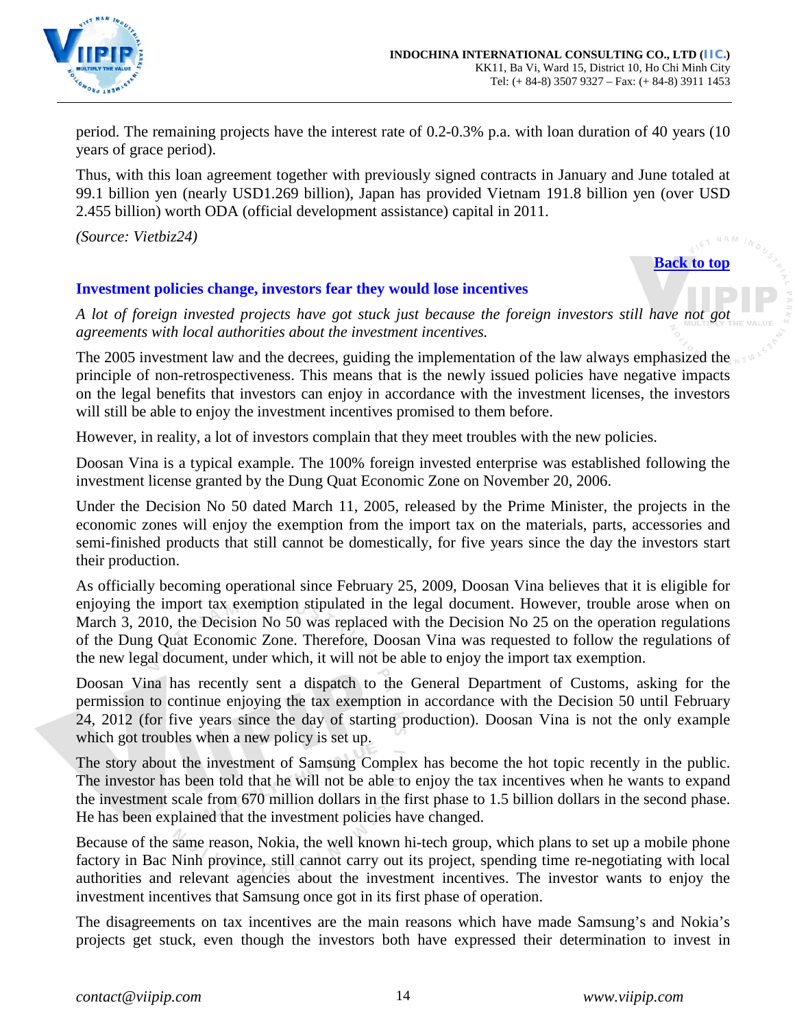period. The remaining projects have the interest rate of 0.2-0.3% p.a. with loan duration of 40 years (10 years of grace period).

Thus, with this loan agreement together with previously signed contracts in January and June totaled at 99.1 billion yen (nearly USD1.269 billion), Japan has provided Vietnam 191.8 billion yen (over USD 2.455 billion) worth ODA (official development assistance) capital in 2011.

*(Source: Vietbiz24)*

**Back to top**

### Investment policies change, investors fear they would lose incentives

*A lot of foreign invested projects have got stuck just because the foreign investors still have not got agreements with local authorities about the investment incentives.*

The 2005 investment law and the decrees, guiding the implementation of the law always emphasized the principle of non-retrospectiveness. This means that is the newly issued policies have negative impacts on the legal benefits that investors can enjoy in accordance with the investment licenses, the investors will still be able to enjoy the investment incentives promised to them before.

However, in reality, a lot of investors complain that they meet troubles with the new policies.

Doosan Vina is a typical example. The 100% foreign invested enterprise was established following the investment license granted by the Dung Quat Economic Zone on November 20, 2006.

Under the Decision No 50 dated March 11, 2005, released by the Prime Minister, the projects in the economic zones will enjoy the exemption from the import tax on the materials, parts, accessories and semi-finished products that still cannot be domestically, for five years since the day the investors start their production.

As officially becoming operational since February 25, 2009, Doosan Vina believes that it is eligible for enjoying the import tax exemption stipulated in the legal document. However, trouble arose when on March 3, 2010, the Decision No 50 was replaced with the Decision No 25 on the operation regulations of the Dung Quat Economic Zone. Therefore, Doosan Vina was requested to follow the regulations of the new legal document, under which, it will not be able to enjoy the import tax exemption.

Doosan Vina has recently sent a dispatch to the General Department of Customs, asking for the permission to continue enjoying the tax exemption in accordance with the Decision 50 until February 24, 2012 (for five years since the day of starting production). Doosan Vina is not the only example which got troubles when a new policy is set up.

The story about the investment of Samsung Complex has become the hot topic recently in the public. The investor has been told that he will not be able to enjoy the tax incentives when he wants to expand the investment scale from 670 million dollars in the first phase to 1.5 billion dollars in the second phase. He has been explained that the investment policies have changed.

Because of the same reason, Nokia, the well known hi-tech group, which plans to set up a mobile phone factory in Bac Ninh province, still cannot carry out its project, spending time re-negotiating with local authorities and relevant agencies about the investment incentives. The investor wants to enjoy the investment incentives that Samsung once got in its first phase of operation.

The disagreements on tax incentives are the main reasons which have made Samsung's and Nokia's projects get stuck, even though the investors both have expressed their determination to invest in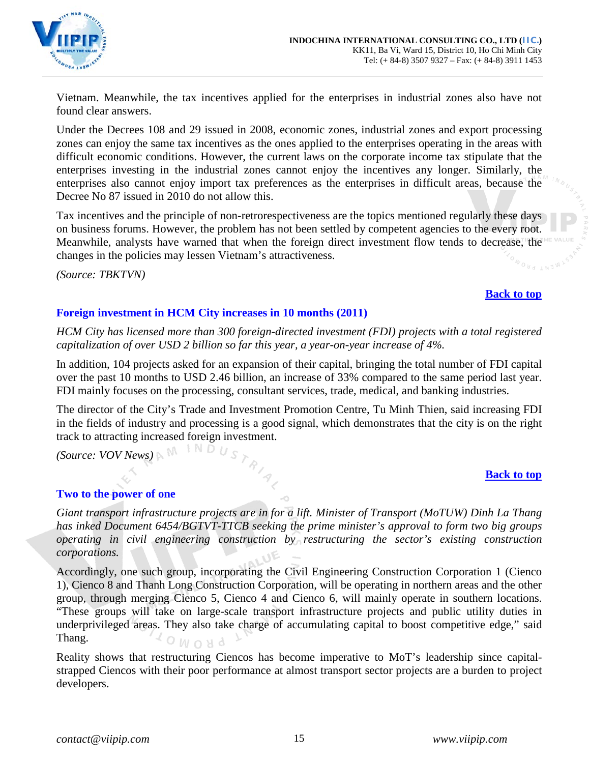Vietnam. Meanwhile, the tax incentives applied for the enterprises in industrial zones also have not found clear answers.

Under the Decrees 108 and 29 issued in 2008, economic zones, industrial zones and export processing zones can enjoy the same tax incentives as the ones applied to the enterprises operating in the areas with difficult economic conditions. However, the current laws on the corporate income tax stipulate that the enterprises investing in the industrial zones cannot enjoy the incentives any longer. Similarly, the enterprises also cannot enjoy import tax preferences as the enterprises in difficult areas, because the Decree No 87 issued in 2010 do not allow this.

Tax incentives and the principle of non-retrorespectiveness are the topics mentioned regularly these days on business forums. However, the problem has not been settled by competent agencies to the every root. Meanwhile, analysts have warned that when the foreign direct investment flow tends to decrease, the changes in the policies may lessen Vietnam's attractiveness.

*(Source: TBKTVN)*

[Back to top]

### Foreign investment in HCM City increases in 10 months (2011)

*HCM City has licensed more than 300 foreign-directed investment (FDI) projects with a total registered capitalization of over USD 2 billion so far this year, a year-on-year increase of 4%.*

In addition, 104 projects asked for an expansion of their capital, bringing the total number of FDI capital over the past 10 months to USD 2.46 billion, an increase of 33% compared to the same period last year. FDI mainly focuses on the processing, consultant services, trade, medical, and banking industries.

The director of the City's Trade and Investment Promotion Centre, Tu Minh Thien, said increasing FDI in the fields of industry and processing is a good signal, which demonstrates that the city is on the right track to attracting increased foreign investment.

*(Source: VOV News)*

[Back to top]

### Two to the power of one

*Giant transport infrastructure projects are in for a lift. Minister of Transport (MoTUW) Dinh La Thang has inked Document 6454/BGTVT-TTCB seeking the prime minister's approval to form two big groups operating in civil engineering construction by restructuring the sector's existing construction corporations.*

Accordingly, one such group, incorporating the Civil Engineering Construction Corporation 1 (Cienco 1), Cienco 8 and Thanh Long Construction Corporation, will be operating in northern areas and the other group, through merging Cienco 5, Cienco 4 and Cienco 6, will mainly operate in southern locations. "These groups will take on large-scale transport infrastructure projects and public utility duties in underprivileged areas. They also take charge of accumulating capital to boost competitive edge," said Thang.

Reality shows that restructuring Ciencos has become imperative to MoT's leadership since capital-strapped Ciencos with their poor performance at almost transport sector projects are a burden to project developers.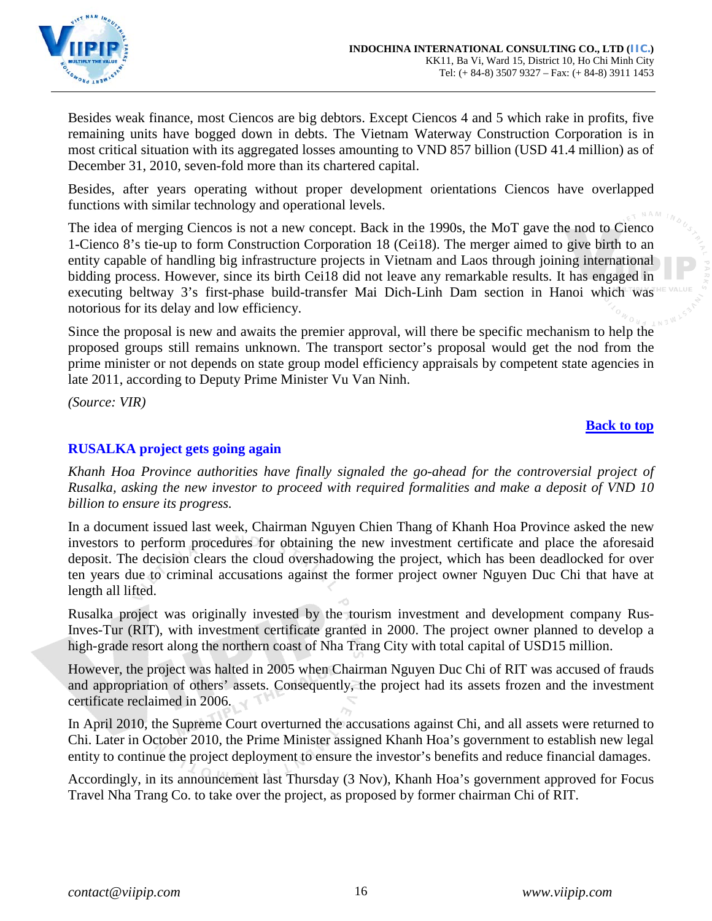Besides weak finance, most Ciencos are big debtors. Except Ciencos 4 and 5 which rake in profits, five remaining units have bogged down in debts. The Vietnam Waterway Construction Corporation is in most critical situation with its aggregated losses amounting to VND 857 billion (USD 41.4 million) as of December 31, 2010, seven-fold more than its chartered capital.

Besides, after years operating without proper development orientations Ciencos have overlapped functions with similar technology and operational levels.

The idea of merging Ciencos is not a new concept. Back in the 1990s, the MoT gave the nod to Cienco 1-Cienco 8's tie-up to form Construction Corporation 18 (Cei18). The merger aimed to give birth to an entity capable of handling big infrastructure projects in Vietnam and Laos through joining international bidding process. However, since its birth Cei18 did not leave any remarkable results. It has engaged in executing beltway 3's first-phase build-transfer Mai Dich-Linh Dam section in Hanoi which was notorious for its delay and low efficiency.

Since the proposal is new and awaits the premier approval, will there be specific mechanism to help the proposed groups still remains unknown. The transport sector's proposal would get the nod from the prime minister or not depends on state group model efficiency appraisals by competent state agencies in late 2011, according to Deputy Prime Minister Vu Van Ninh.

*(Source: VIR)*

**Back to top**

## RUSALKA project gets going again

*Khanh Hoa Province authorities have finally signaled the go-ahead for the controversial project of Rusalka, asking the new investor to proceed with required formalities and make a deposit of VND 10 billion to ensure its progress.*

In a document issued last week, Chairman Nguyen Chien Thang of Khanh Hoa Province asked the new investors to perform procedures for obtaining the new investment certificate and place the aforesaid deposit. The decision clears the cloud overshadowing the project, which has been deadlocked for over ten years due to criminal accusations against the former project owner Nguyen Duc Chi that have at length all lifted.

Rusalka project was originally invested by the tourism investment and development company Rus-Inves-Tur (RIT), with investment certificate granted in 2000. The project owner planned to develop a high-grade resort along the northern coast of Nha Trang City with total capital of USD15 million.

However, the project was halted in 2005 when Chairman Nguyen Duc Chi of RIT was accused of frauds and appropriation of others' assets. Consequently, the project had its assets frozen and the investment certificate reclaimed in 2006.

In April 2010, the Supreme Court overturned the accusations against Chi, and all assets were returned to Chi. Later in October 2010, the Prime Minister assigned Khanh Hoa's government to establish new legal entity to continue the project deployment to ensure the investor's benefits and reduce financial damages.

Accordingly, in its announcement last Thursday (3 Nov), Khanh Hoa's government approved for Focus Travel Nha Trang Co. to take over the project, as proposed by former chairman Chi of RIT.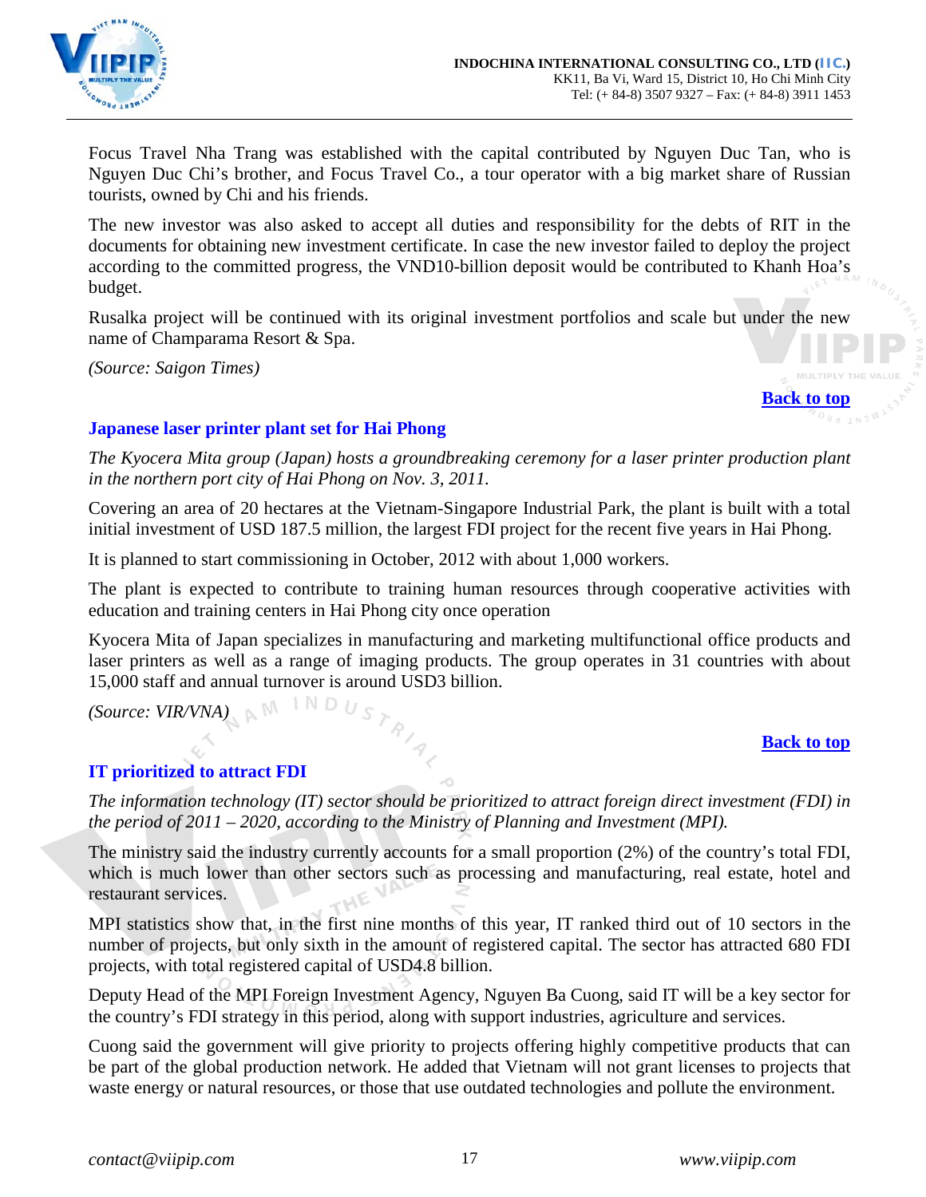Focus Travel Nha Trang was established with the capital contributed by Nguyen Duc Tan, who is Nguyen Duc Chi's brother, and Focus Travel Co., a tour operator with a big market share of Russian tourists, owned by Chi and his friends.

The new investor was also asked to accept all duties and responsibility for the debts of RIT in the documents for obtaining new investment certificate. In case the new investor failed to deploy the project according to the committed progress, the VND10-billion deposit would be contributed to Khanh Hoa's budget.

Rusalka project will be continued with its original investment portfolios and scale but under the new name of Champarama Resort & Spa.

*(Source: Saigon Times)*

**Back to top**

## Japanese laser printer plant set for Hai Phong

*The Kyocera Mita group (Japan) hosts a groundbreaking ceremony for a laser printer production plant in the northern port city of Hai Phong on Nov. 3, 2011.*

Covering an area of 20 hectares at the Vietnam-Singapore Industrial Park, the plant is built with a total initial investment of USD 187.5 million, the largest FDI project for the recent five years in Hai Phong.

It is planned to start commissioning in October, 2012 with about 1,000 workers.

The plant is expected to contribute to training human resources through cooperative activities with education and training centers in Hai Phong city once operation

Kyocera Mita of Japan specializes in manufacturing and marketing multifunctional office products and laser printers as well as a range of imaging products. The group operates in 31 countries with about 15,000 staff and annual turnover is around USD3 billion.

*(Source: VIR/VNA)*

**Back to top**

## IT prioritized to attract FDI

*The information technology (IT) sector should be prioritized to attract foreign direct investment (FDI) in the period of 2011 – 2020, according to the Ministry of Planning and Investment (MPI).*

The ministry said the industry currently accounts for a small proportion (2%) of the country's total FDI, which is much lower than other sectors such as processing and manufacturing, real estate, hotel and restaurant services.

MPI statistics show that, in the first nine months of this year, IT ranked third out of 10 sectors in the number of projects, but only sixth in the amount of registered capital. The sector has attracted 680 FDI projects, with total registered capital of USD4.8 billion.

Deputy Head of the MPI Foreign Investment Agency, Nguyen Ba Cuong, said IT will be a key sector for the country's FDI strategy in this period, along with support industries, agriculture and services.

Cuong said the government will give priority to projects offering highly competitive products that can be part of the global production network. He added that Vietnam will not grant licenses to projects that waste energy or natural resources, or those that use outdated technologies and pollute the environment.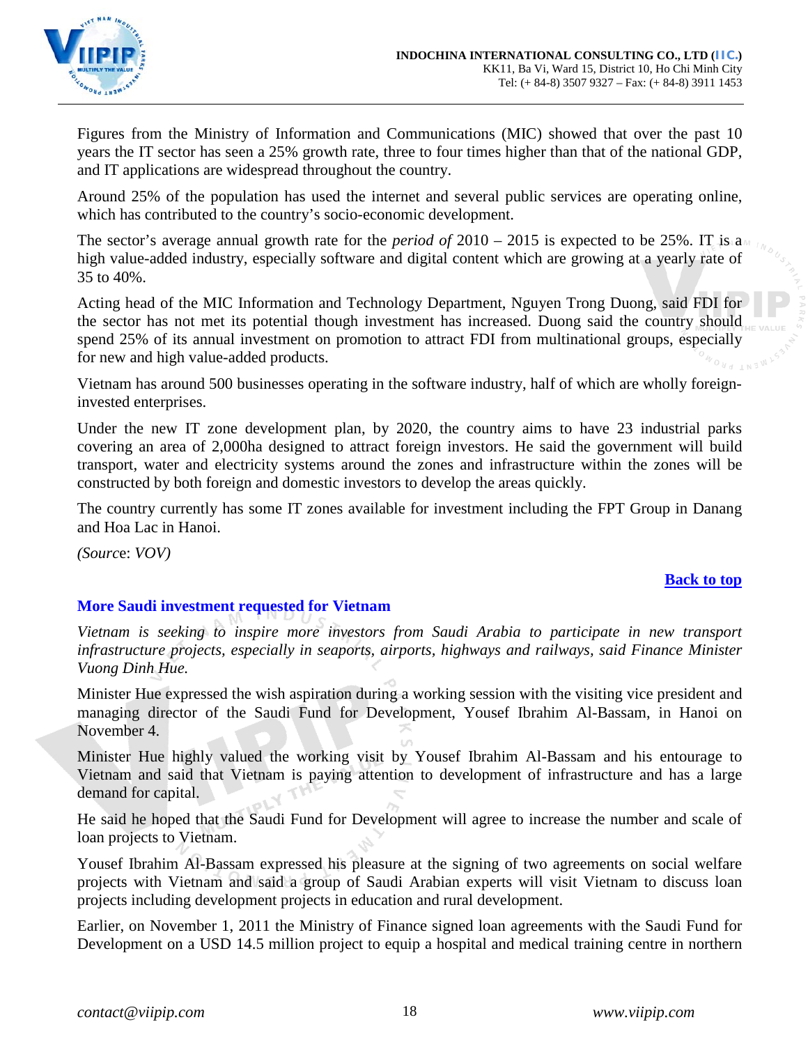Figures from the Ministry of Information and Communications (MIC) showed that over the past 10 years the IT sector has seen a 25% growth rate, three to four times higher than that of the national GDP, and IT applications are widespread throughout the country.

Around 25% of the population has used the internet and several public services are operating online, which has contributed to the country's socio-economic development.

The sector's average annual growth rate for the *period of* 2010 – 2015 is expected to be 25%. IT is a high value-added industry, especially software and digital content which are growing at a yearly rate of 35 to 40%.

Acting head of the MIC Information and Technology Department, Nguyen Trong Duong, said FDI for the sector has not met its potential though investment has increased. Duong said the country should spend 25% of its annual investment on promotion to attract FDI from multinational groups, especially for new and high value-added products.

Vietnam has around 500 businesses operating in the software industry, half of which are wholly foreign-invested enterprises.

Under the new IT zone development plan, by 2020, the country aims to have 23 industrial parks covering an area of 2,000ha designed to attract foreign investors. He said the government will build transport, water and electricity systems around the zones and infrastructure within the zones will be constructed by both foreign and domestic investors to develop the areas quickly.

The country currently has some IT zones available for investment including the FPT Group in Danang and Hoa Lac in Hanoi.

*(Source: VOV)*

**Back to top**

## More Saudi investment requested for Vietnam

*Vietnam is seeking to inspire more investors from Saudi Arabia to participate in new transport infrastructure projects, especially in seaports, airports, highways and railways, said Finance Minister Vuong Dinh Hue.*

Minister Hue expressed the wish aspiration during a working session with the visiting vice president and managing director of the Saudi Fund for Development, Yousef Ibrahim Al-Bassam, in Hanoi on November 4.

Minister Hue highly valued the working visit by Yousef Ibrahim Al-Bassam and his entourage to Vietnam and said that Vietnam is paying attention to development of infrastructure and has a large demand for capital.

He said he hoped that the Saudi Fund for Development will agree to increase the number and scale of loan projects to Vietnam.

Yousef Ibrahim Al-Bassam expressed his pleasure at the signing of two agreements on social welfare projects with Vietnam and said a group of Saudi Arabian experts will visit Vietnam to discuss loan projects including development projects in education and rural development.

Earlier, on November 1, 2011 the Ministry of Finance signed loan agreements with the Saudi Fund for Development on a USD 14.5 million project to equip a hospital and medical training centre in northern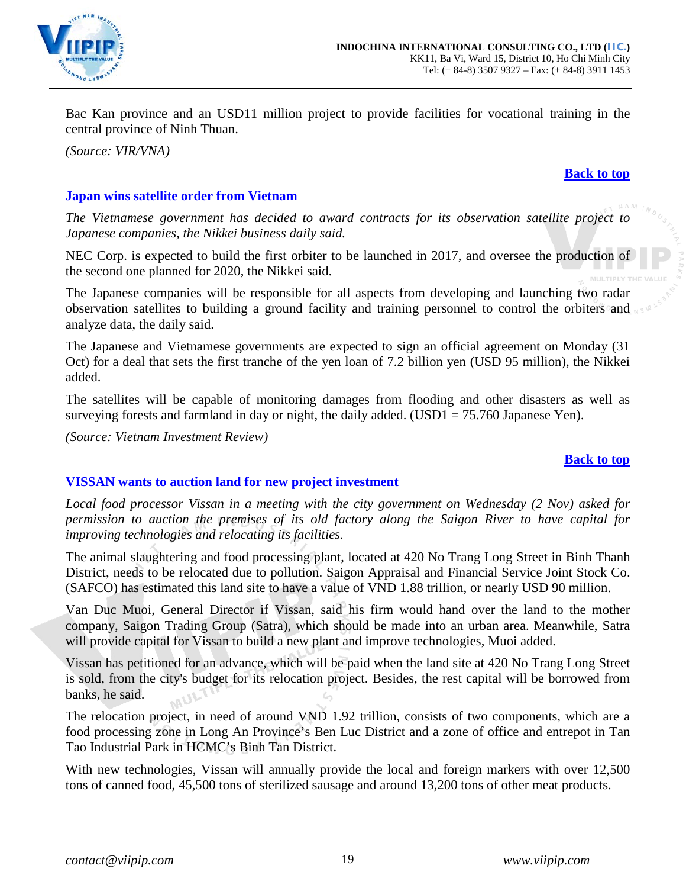Bac Kan province and an USD11 million project to provide facilities for vocational training in the central province of Ninh Thuan.

*(Source: VIR/VNA)*

**Back to top**

### Japan wins satellite order from Vietnam

*The Vietnamese government has decided to award contracts for its observation satellite project to Japanese companies, the Nikkei business daily said.*

NEC Corp. is expected to build the first orbiter to be launched in 2017, and oversee the production of the second one planned for 2020, the Nikkei said.

The Japanese companies will be responsible for all aspects from developing and launching two radar observation satellites to building a ground facility and training personnel to control the orbiters and analyze data, the daily said.

The Japanese and Vietnamese governments are expected to sign an official agreement on Monday (31 Oct) for a deal that sets the first tranche of the yen loan of 7.2 billion yen (USD 95 million), the Nikkei added.

The satellites will be capable of monitoring damages from flooding and other disasters as well as surveying forests and farmland in day or night, the daily added. (USD1 = 75.760 Japanese Yen).

*(Source: Vietnam Investment Review)*

**Back to top**

### VISSAN wants to auction land for new project investment

*Local food processor Vissan in a meeting with the city government on Wednesday (2 Nov) asked for permission to auction the premises of its old factory along the Saigon River to have capital for improving technologies and relocating its facilities.*

The animal slaughtering and food processing plant, located at 420 No Trang Long Street in Binh Thanh District, needs to be relocated due to pollution. Saigon Appraisal and Financial Service Joint Stock Co. (SAFCO) has estimated this land site to have a value of VND 1.88 trillion, or nearly USD 90 million.

Van Duc Muoi, General Director if Vissan, said his firm would hand over the land to the mother company, Saigon Trading Group (Satra), which should be made into an urban area. Meanwhile, Satra will provide capital for Vissan to build a new plant and improve technologies, Muoi added.

Vissan has petitioned for an advance, which will be paid when the land site at 420 No Trang Long Street is sold, from the city's budget for its relocation project. Besides, the rest capital will be borrowed from banks, he said.

The relocation project, in need of around VND 1.92 trillion, consists of two components, which are a food processing zone in Long An Province's Ben Luc District and a zone of office and entrepot in Tan Tao Industrial Park in HCMC's Binh Tan District.

With new technologies, Vissan will annually provide the local and foreign markers with over 12,500 tons of canned food, 45,500 tons of sterilized sausage and around 13,200 tons of other meat products.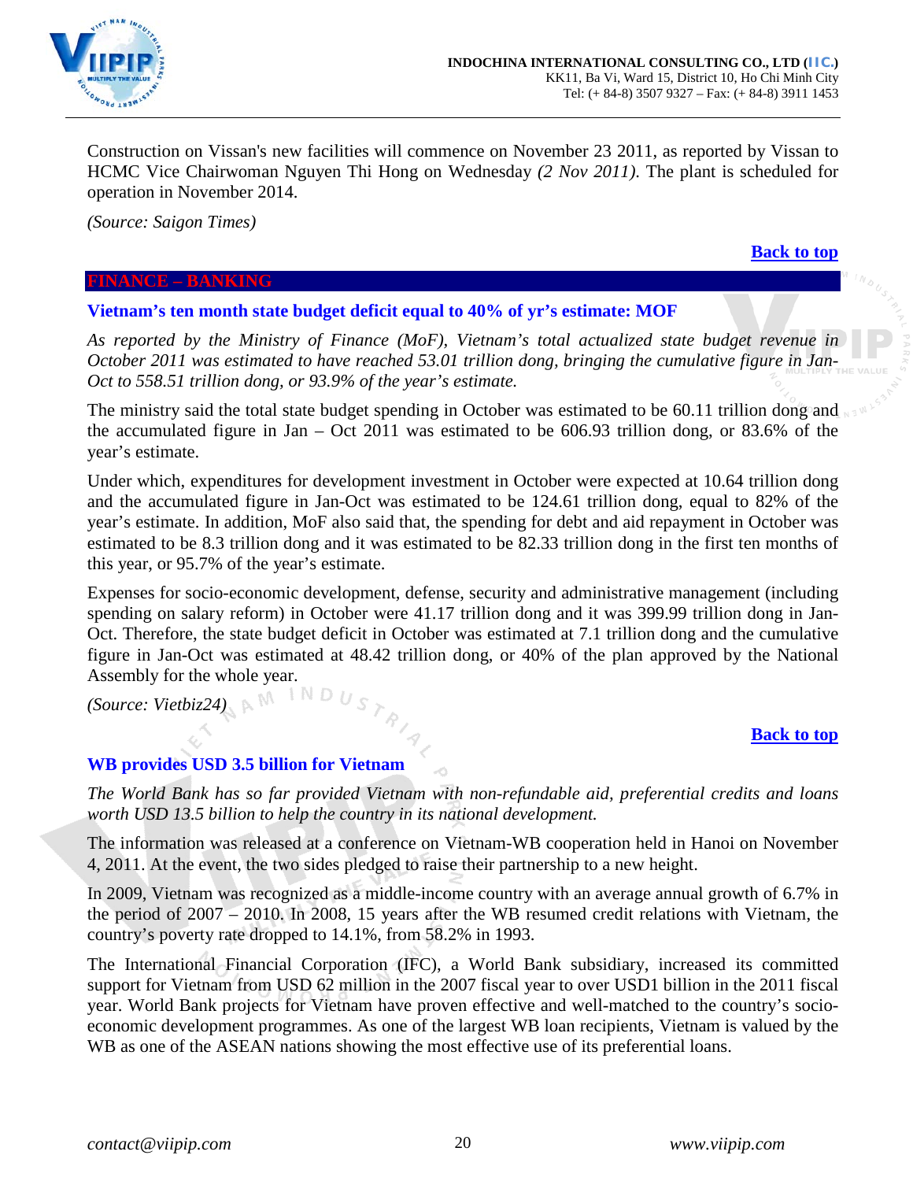Construction on Vissan's new facilities will commence on November 23 2011, as reported by Vissan to HCMC Vice Chairwoman Nguyen Thi Hong on Wednesday *(2 Nov 2011)*. The plant is scheduled for operation in November 2014.

*(Source: Saigon Times)*

**Back to top**

## FINANCE – BANKING

### Vietnam's ten month state budget deficit equal to 40% of yr's estimate: MOF

*As reported by the Ministry of Finance (MoF), Vietnam's total actualized state budget revenue in October 2011 was estimated to have reached 53.01 trillion dong, bringing the cumulative figure in Jan-Oct to 558.51 trillion dong, or 93.9% of the year's estimate.*

The ministry said the total state budget spending in October was estimated to be 60.11 trillion dong and the accumulated figure in Jan – Oct 2011 was estimated to be 606.93 trillion dong, or 83.6% of the year's estimate.

Under which, expenditures for development investment in October were expected at 10.64 trillion dong and the accumulated figure in Jan-Oct was estimated to be 124.61 trillion dong, equal to 82% of the year's estimate. In addition, MoF also said that, the spending for debt and aid repayment in October was estimated to be 8.3 trillion dong and it was estimated to be 82.33 trillion dong in the first ten months of this year, or 95.7% of the year's estimate.

Expenses for socio-economic development, defense, security and administrative management (including spending on salary reform) in October were 41.17 trillion dong and it was 399.99 trillion dong in Jan-Oct. Therefore, the state budget deficit in October was estimated at 7.1 trillion dong and the cumulative figure in Jan-Oct was estimated at 48.42 trillion dong, or 40% of the plan approved by the National Assembly for the whole year.

*(Source: Vietbiz24)*

**Back to top**

### WB provides USD 3.5 billion for Vietnam

*The World Bank has so far provided Vietnam with non-refundable aid, preferential credits and loans worth USD 13.5 billion to help the country in its national development.*

The information was released at a conference on Vietnam-WB cooperation held in Hanoi on November 4, 2011. At the event, the two sides pledged to raise their partnership to a new height.

In 2009, Vietnam was recognized as a middle-income country with an average annual growth of 6.7% in the period of 2007 – 2010. In 2008, 15 years after the WB resumed credit relations with Vietnam, the country's poverty rate dropped to 14.1%, from 58.2% in 1993.

The International Financial Corporation (IFC), a World Bank subsidiary, increased its committed support for Vietnam from USD 62 million in the 2007 fiscal year to over USD1 billion in the 2011 fiscal year. World Bank projects for Vietnam have proven effective and well-matched to the country's socio-economic development programmes. As one of the largest WB loan recipients, Vietnam is valued by the WB as one of the ASEAN nations showing the most effective use of its preferential loans.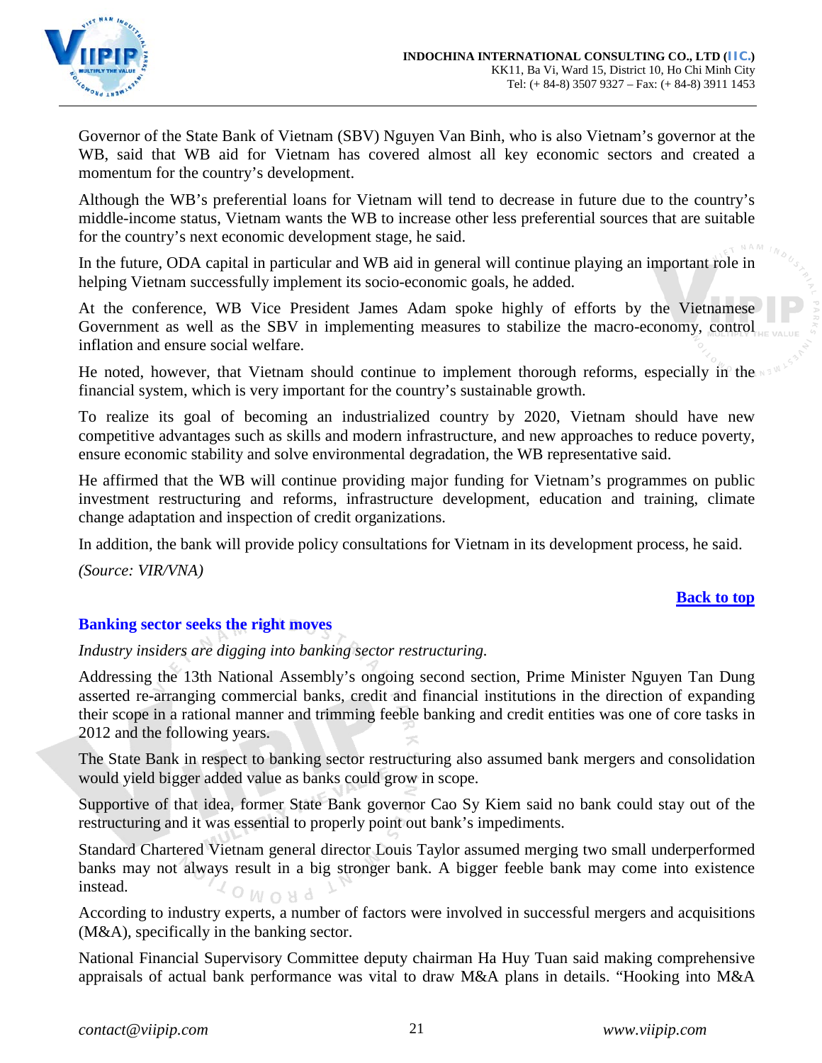Governor of the State Bank of Vietnam (SBV) Nguyen Van Binh, who is also Vietnam's governor at the WB, said that WB aid for Vietnam has covered almost all key economic sectors and created a momentum for the country's development.

Although the WB's preferential loans for Vietnam will tend to decrease in future due to the country's middle-income status, Vietnam wants the WB to increase other less preferential sources that are suitable for the country's next economic development stage, he said.

In the future, ODA capital in particular and WB aid in general will continue playing an important role in helping Vietnam successfully implement its socio-economic goals, he added.

At the conference, WB Vice President James Adam spoke highly of efforts by the Vietnamese Government as well as the SBV in implementing measures to stabilize the macro-economy, control inflation and ensure social welfare.

He noted, however, that Vietnam should continue to implement thorough reforms, especially in the financial system, which is very important for the country's sustainable growth.

To realize its goal of becoming an industrialized country by 2020, Vietnam should have new competitive advantages such as skills and modern infrastructure, and new approaches to reduce poverty, ensure economic stability and solve environmental degradation, the WB representative said.

He affirmed that the WB will continue providing major funding for Vietnam's programmes on public investment restructuring and reforms, infrastructure development, education and training, climate change adaptation and inspection of credit organizations.

In addition, the bank will provide policy consultations for Vietnam in its development process, he said.

*(Source: VIR/VNA)*

**Back to top**

## Banking sector seeks the right moves

*Industry insiders are digging into banking sector restructuring.*

Addressing the 13th National Assembly's ongoing second section, Prime Minister Nguyen Tan Dung asserted re-arranging commercial banks, credit and financial institutions in the direction of expanding their scope in a rational manner and trimming feeble banking and credit entities was one of core tasks in 2012 and the following years.

The State Bank in respect to banking sector restructuring also assumed bank mergers and consolidation would yield bigger added value as banks could grow in scope.

Supportive of that idea, former State Bank governor Cao Sy Kiem said no bank could stay out of the restructuring and it was essential to properly point out bank's impediments.

Standard Chartered Vietnam general director Louis Taylor assumed merging two small underperformed banks may not always result in a big stronger bank. A bigger feeble bank may come into existence instead.

According to industry experts, a number of factors were involved in successful mergers and acquisitions (M&A), specifically in the banking sector.

National Financial Supervisory Committee deputy chairman Ha Huy Tuan said making comprehensive appraisals of actual bank performance was vital to draw M&A plans in details. "Hooking into M&A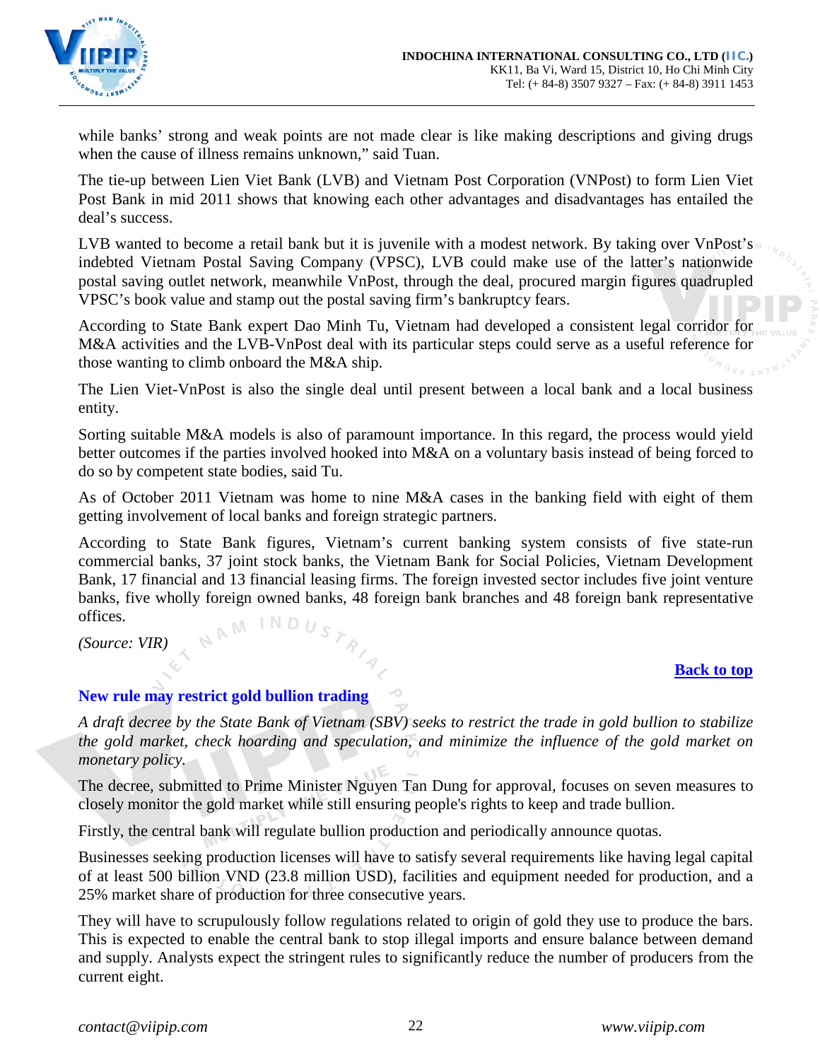while banks' strong and weak points are not made clear is like making descriptions and giving drugs when the cause of illness remains unknown," said Tuan.

The tie-up between Lien Viet Bank (LVB) and Vietnam Post Corporation (VNPost) to form Lien Viet Post Bank in mid 2011 shows that knowing each other advantages and disadvantages has entailed the deal's success.

LVB wanted to become a retail bank but it is juvenile with a modest network. By taking over VnPost's indebted Vietnam Postal Saving Company (VPSC), LVB could make use of the latter's nationwide postal saving outlet network, meanwhile VnPost, through the deal, procured margin figures quadrupled VPSC's book value and stamp out the postal saving firm's bankruptcy fears.

According to State Bank expert Dao Minh Tu, Vietnam had developed a consistent legal corridor for M&A activities and the LVB-VnPost deal with its particular steps could serve as a useful reference for those wanting to climb onboard the M&A ship.

The Lien Viet-VnPost is also the single deal until present between a local bank and a local business entity.

Sorting suitable M&A models is also of paramount importance. In this regard, the process would yield better outcomes if the parties involved hooked into M&A on a voluntary basis instead of being forced to do so by competent state bodies, said Tu.

As of October 2011 Vietnam was home to nine M&A cases in the banking field with eight of them getting involvement of local banks and foreign strategic partners.

According to State Bank figures, Vietnam's current banking system consists of five state-run commercial banks, 37 joint stock banks, the Vietnam Bank for Social Policies, Vietnam Development Bank, 17 financial and 13 financial leasing firms. The foreign invested sector includes five joint venture banks, five wholly foreign owned banks, 48 foreign bank branches and 48 foreign bank representative offices.

*(Source: VIR)*

**Back to top**

## New rule may restrict gold bullion trading

*A draft decree by the State Bank of Vietnam (SBV) seeks to restrict the trade in gold bullion to stabilize the gold market, check hoarding and speculation, and minimize the influence of the gold market on monetary policy.*

The decree, submitted to Prime Minister Nguyen Tan Dung for approval, focuses on seven measures to closely monitor the gold market while still ensuring people's rights to keep and trade bullion.

Firstly, the central bank will regulate bullion production and periodically announce quotas.

Businesses seeking production licenses will have to satisfy several requirements like having legal capital of at least 500 billion VND (23.8 million USD), facilities and equipment needed for production, and a 25% market share of production for three consecutive years.

They will have to scrupulously follow regulations related to origin of gold they use to produce the bars. This is expected to enable the central bank to stop illegal imports and ensure balance between demand and supply. Analysts expect the stringent rules to significantly reduce the number of producers from the current eight.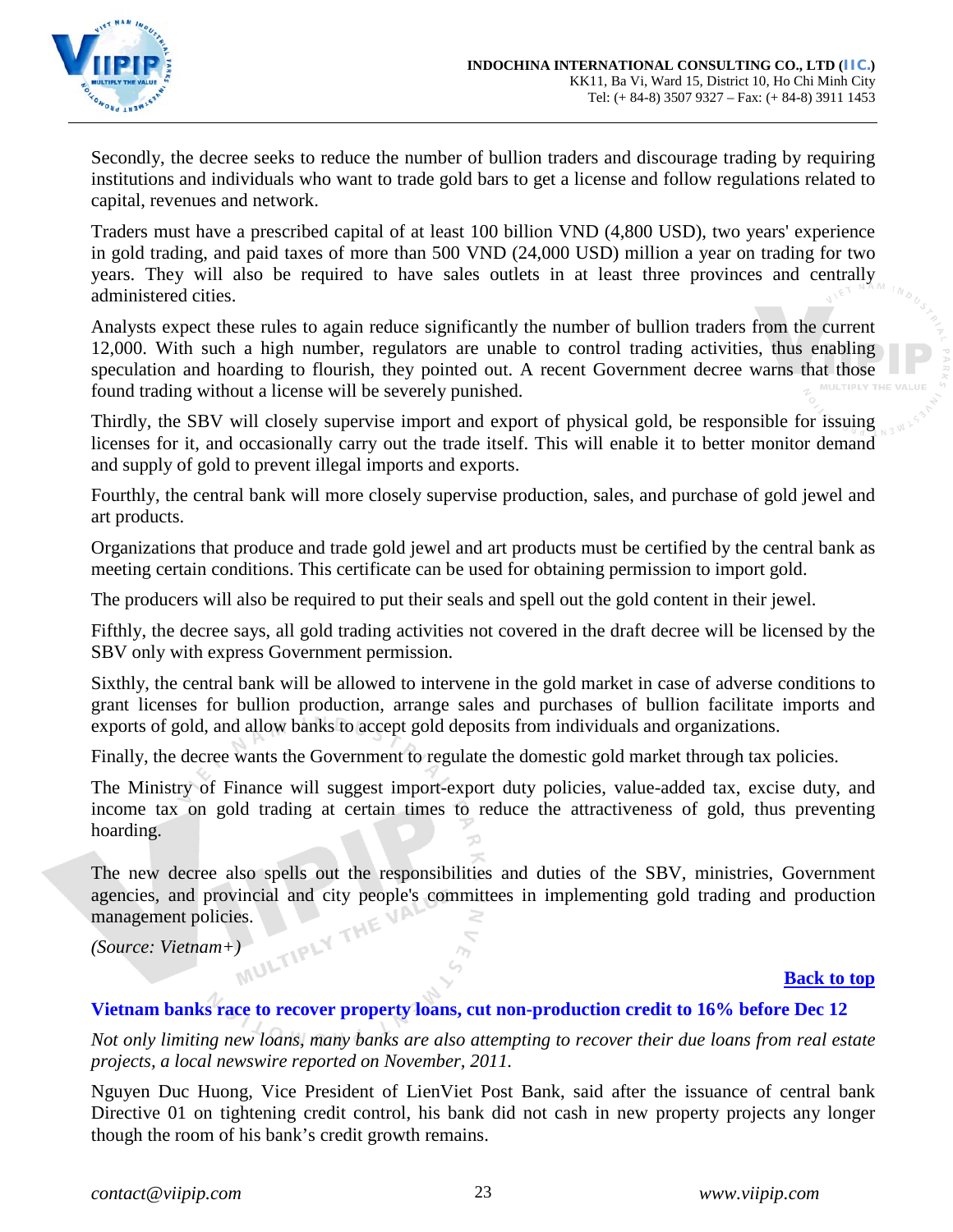Secondly, the decree seeks to reduce the number of bullion traders and discourage trading by requiring institutions and individuals who want to trade gold bars to get a license and follow regulations related to capital, revenues and network.

Traders must have a prescribed capital of at least 100 billion VND (4,800 USD), two years' experience in gold trading, and paid taxes of more than 500 VND (24,000 USD) million a year on trading for two years. They will also be required to have sales outlets in at least three provinces and centrally administered cities.

Analysts expect these rules to again reduce significantly the number of bullion traders from the current 12,000. With such a high number, regulators are unable to control trading activities, thus enabling speculation and hoarding to flourish, they pointed out. A recent Government decree warns that those found trading without a license will be severely punished.

Thirdly, the SBV will closely supervise import and export of physical gold, be responsible for issuing licenses for it, and occasionally carry out the trade itself. This will enable it to better monitor demand and supply of gold to prevent illegal imports and exports.

Fourthly, the central bank will more closely supervise production, sales, and purchase of gold jewel and art products.

Organizations that produce and trade gold jewel and art products must be certified by the central bank as meeting certain conditions. This certificate can be used for obtaining permission to import gold.

The producers will also be required to put their seals and spell out the gold content in their jewel.

Fifthly, the decree says, all gold trading activities not covered in the draft decree will be licensed by the SBV only with express Government permission.

Sixthly, the central bank will be allowed to intervene in the gold market in case of adverse conditions to grant licenses for bullion production, arrange sales and purchases of bullion facilitate imports and exports of gold, and allow banks to accept gold deposits from individuals and organizations.

Finally, the decree wants the Government to regulate the domestic gold market through tax policies.

The Ministry of Finance will suggest import-export duty policies, value-added tax, excise duty, and income tax on gold trading at certain times to reduce the attractiveness of gold, thus preventing hoarding.

The new decree also spells out the responsibilities and duties of the SBV, ministries, Government agencies, and provincial and city people's committees in implementing gold trading and production management policies.

*(Source: Vietnam+)*

**Back to top**

### Vietnam banks race to recover property loans, cut non-production credit to 16% before Dec 12

*Not only limiting new loans, many banks are also attempting to recover their due loans from real estate projects, a local newswire reported on November, 2011.*

Nguyen Duc Huong, Vice President of LienViet Post Bank, said after the issuance of central bank Directive 01 on tightening credit control, his bank did not cash in new property projects any longer though the room of his bank's credit growth remains.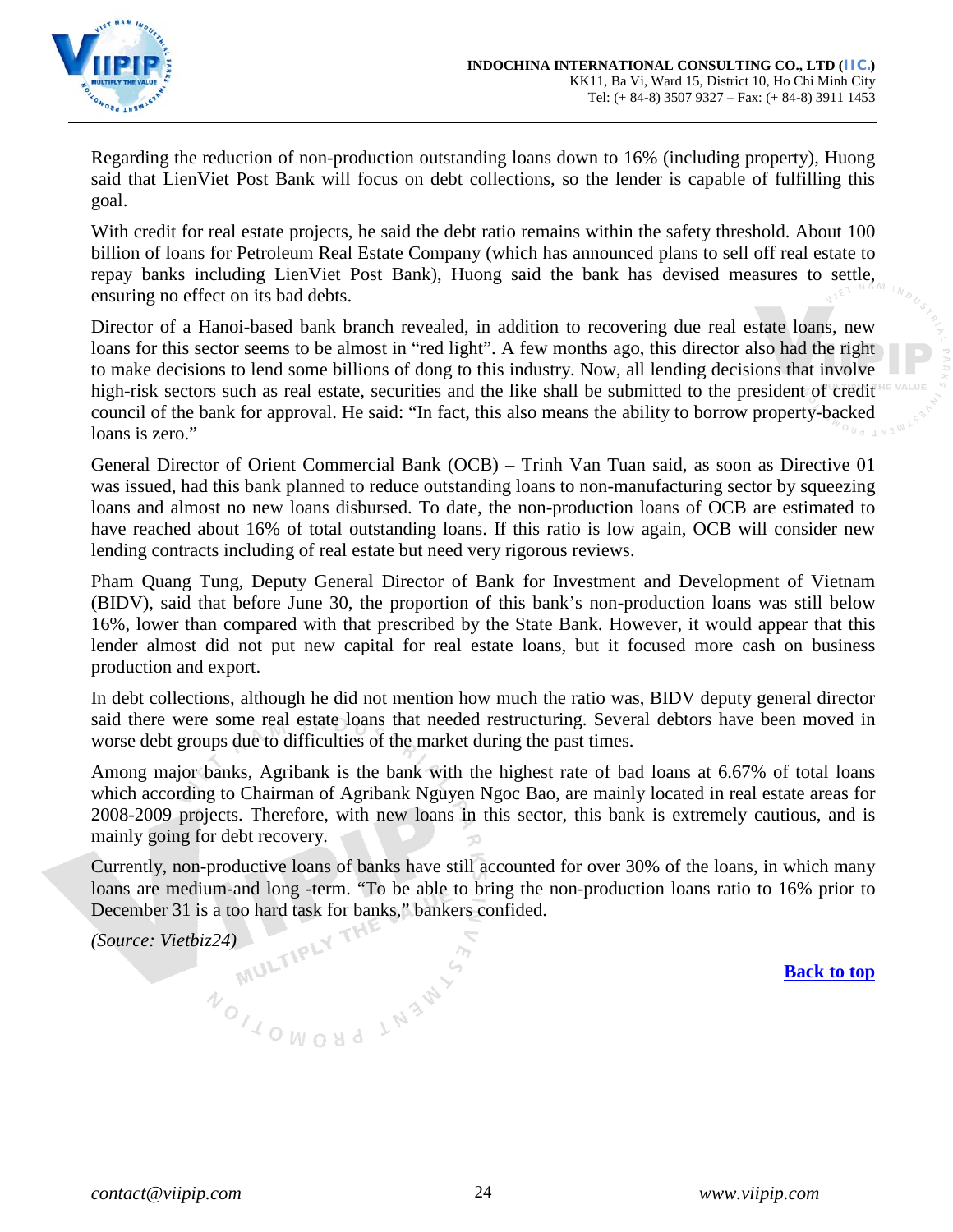Regarding the reduction of non-production outstanding loans down to 16% (including property), Huong said that LienViet Post Bank will focus on debt collections, so the lender is capable of fulfilling this goal.

With credit for real estate projects, he said the debt ratio remains within the safety threshold. About 100 billion of loans for Petroleum Real Estate Company (which has announced plans to sell off real estate to repay banks including LienViet Post Bank), Huong said the bank has devised measures to settle, ensuring no effect on its bad debts.

Director of a Hanoi-based bank branch revealed, in addition to recovering due real estate loans, new loans for this sector seems to be almost in "red light". A few months ago, this director also had the right to make decisions to lend some billions of dong to this industry. Now, all lending decisions that involve high-risk sectors such as real estate, securities and the like shall be submitted to the president of credit council of the bank for approval. He said: "In fact, this also means the ability to borrow property-backed loans is zero."

General Director of Orient Commercial Bank (OCB) – Trinh Van Tuan said, as soon as Directive 01 was issued, had this bank planned to reduce outstanding loans to non-manufacturing sector by squeezing loans and almost no new loans disbursed. To date, the non-production loans of OCB are estimated to have reached about 16% of total outstanding loans. If this ratio is low again, OCB will consider new lending contracts including of real estate but need very rigorous reviews.

Pham Quang Tung, Deputy General Director of Bank for Investment and Development of Vietnam (BIDV), said that before June 30, the proportion of this bank's non-production loans was still below 16%, lower than compared with that prescribed by the State Bank. However, it would appear that this lender almost did not put new capital for real estate loans, but it focused more cash on business production and export.

In debt collections, although he did not mention how much the ratio was, BIDV deputy general director said there were some real estate loans that needed restructuring. Several debtors have been moved in worse debt groups due to difficulties of the market during the past times.

Among major banks, Agribank is the bank with the highest rate of bad loans at 6.67% of total loans which according to Chairman of Agribank Nguyen Ngoc Bao, are mainly located in real estate areas for 2008-2009 projects. Therefore, with new loans in this sector, this bank is extremely cautious, and is mainly going for debt recovery.

Currently, non-productive loans of banks have still accounted for over 30% of the loans, in which many loans are medium-and long -term. "To be able to bring the non-production loans ratio to 16% prior to December 31 is a too hard task for banks," bankers confided.

*(Source: Vietbiz24)*

**Back to top**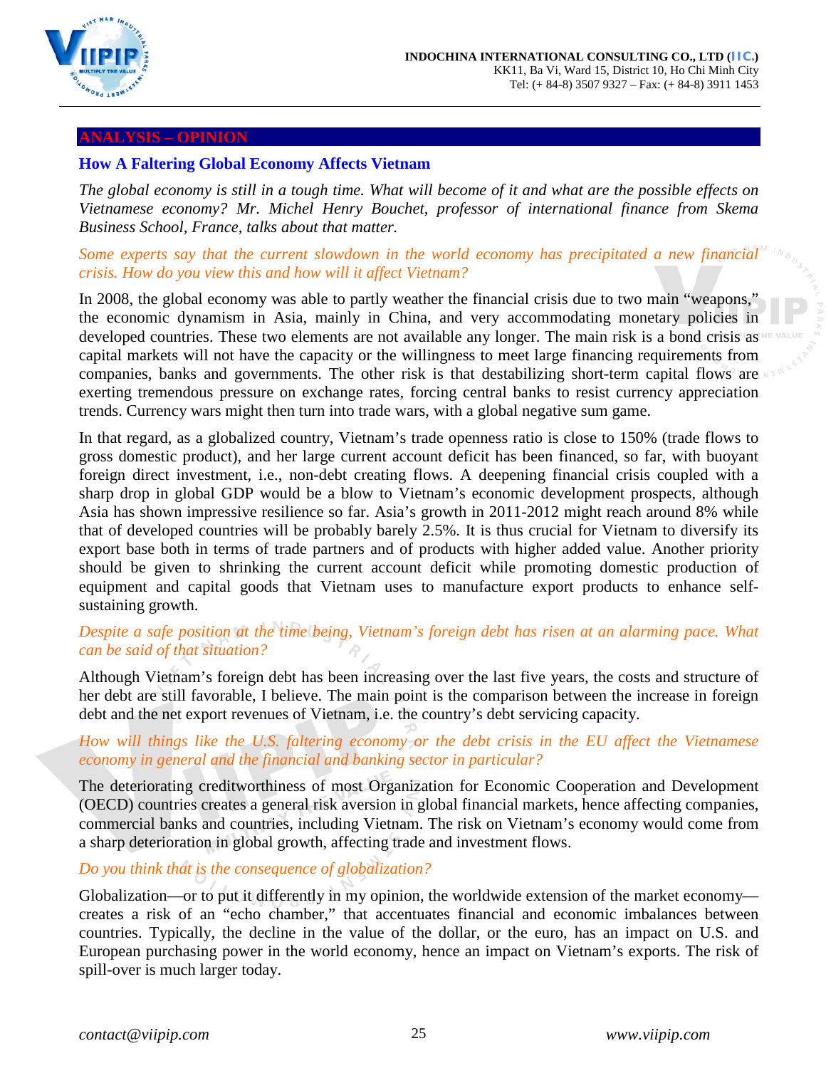## ANALYSIS – OPINION

### How A Faltering Global Economy Affects Vietnam

*The global economy is still in a tough time. What will become of it and what are the possible effects on Vietnamese economy? Mr. Michel Henry Bouchet, professor of international finance from Skema Business School, France, talks about that matter.*

*Some experts say that the current slowdown in the world economy has precipitated a new financial crisis. How do you view this and how will it affect Vietnam?*

In 2008, the global economy was able to partly weather the financial crisis due to two main "weapons," the economic dynamism in Asia, mainly in China, and very accommodating monetary policies in developed countries. These two elements are not available any longer. The main risk is a bond crisis as capital markets will not have the capacity or the willingness to meet large financing requirements from companies, banks and governments. The other risk is that destabilizing short-term capital flows are exerting tremendous pressure on exchange rates, forcing central banks to resist currency appreciation trends. Currency wars might then turn into trade wars, with a global negative sum game.

In that regard, as a globalized country, Vietnam's trade openness ratio is close to 150% (trade flows to gross domestic product), and her large current account deficit has been financed, so far, with buoyant foreign direct investment, i.e., non-debt creating flows. A deepening financial crisis coupled with a sharp drop in global GDP would be a blow to Vietnam's economic development prospects, although Asia has shown impressive resilience so far. Asia's growth in 2011-2012 might reach around 8% while that of developed countries will be probably barely 2.5%. It is thus crucial for Vietnam to diversify its export base both in terms of trade partners and of products with higher added value. Another priority should be given to shrinking the current account deficit while promoting domestic production of equipment and capital goods that Vietnam uses to manufacture export products to enhance self-sustaining growth.

*Despite a safe position at the time being, Vietnam's foreign debt has risen at an alarming pace. What can be said of that situation?*

Although Vietnam's foreign debt has been increasing over the last five years, the costs and structure of her debt are still favorable, I believe. The main point is the comparison between the increase in foreign debt and the net export revenues of Vietnam, i.e. the country's debt servicing capacity.

*How will things like the U.S. faltering economy or the debt crisis in the EU affect the Vietnamese economy in general and the financial and banking sector in particular?*

The deteriorating creditworthiness of most Organization for Economic Cooperation and Development (OECD) countries creates a general risk aversion in global financial markets, hence affecting companies, commercial banks and countries, including Vietnam. The risk on Vietnam's economy would come from a sharp deterioration in global growth, affecting trade and investment flows.

*Do you think that is the consequence of globalization?*

Globalization—or to put it differently in my opinion, the worldwide extension of the market economy—creates a risk of an "echo chamber," that accentuates financial and economic imbalances between countries. Typically, the decline in the value of the dollar, or the euro, has an impact on U.S. and European purchasing power in the world economy, hence an impact on Vietnam's exports. The risk of spill-over is much larger today.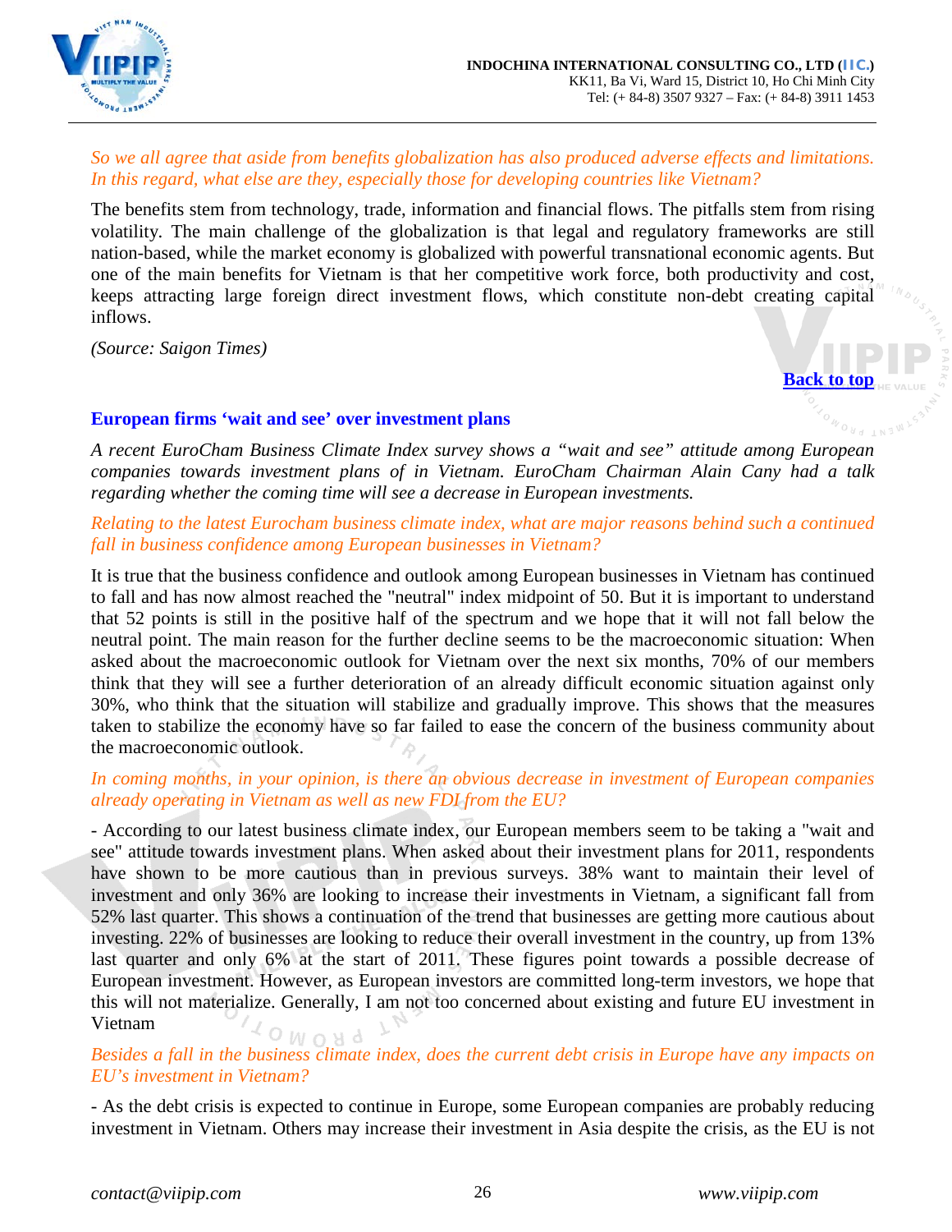*So we all agree that aside from benefits globalization has also produced adverse effects and limitations. In this regard, what else are they, especially those for developing countries like Vietnam?*

The benefits stem from technology, trade, information and financial flows. The pitfalls stem from rising volatility. The main challenge of the globalization is that legal and regulatory frameworks are still nation-based, while the market economy is globalized with powerful transnational economic agents. But one of the main benefits for Vietnam is that her competitive work force, both productivity and cost, keeps attracting large foreign direct investment flows, which constitute non-debt creating capital inflows.

*(Source: Saigon Times)*

Back to top

## European firms 'wait and see' over investment plans

*A recent EuroCham Business Climate Index survey shows a "wait and see" attitude among European companies towards investment plans of in Vietnam. EuroCham Chairman Alain Cany had a talk regarding whether the coming time will see a decrease in European investments.*

*Relating to the latest Eurocham business climate index, what are major reasons behind such a continued fall in business confidence among European businesses in Vietnam?*

It is true that the business confidence and outlook among European businesses in Vietnam has continued to fall and has now almost reached the "neutral" index midpoint of 50. But it is important to understand that 52 points is still in the positive half of the spectrum and we hope that it will not fall below the neutral point. The main reason for the further decline seems to be the macroeconomic situation: When asked about the macroeconomic outlook for Vietnam over the next six months, 70% of our members think that they will see a further deterioration of an already difficult economic situation against only 30%, who think that the situation will stabilize and gradually improve. This shows that the measures taken to stabilize the economy have so far failed to ease the concern of the business community about the macroeconomic outlook.

*In coming months, in your opinion, is there an obvious decrease in investment of European companies already operating in Vietnam as well as new FDI from the EU?*

- According to our latest business climate index, our European members seem to be taking a "wait and see" attitude towards investment plans. When asked about their investment plans for 2011, respondents have shown to be more cautious than in previous surveys. 38% want to maintain their level of investment and only 36% are looking to increase their investments in Vietnam, a significant fall from 52% last quarter. This shows a continuation of the trend that businesses are getting more cautious about investing. 22% of businesses are looking to reduce their overall investment in the country, up from 13% last quarter and only 6% at the start of 2011. These figures point towards a possible decrease of European investment. However, as European investors are committed long-term investors, we hope that this will not materialize. Generally, I am not too concerned about existing and future EU investment in Vietnam

*Besides a fall in the business climate index, does the current debt crisis in Europe have any impacts on EU's investment in Vietnam?*

- As the debt crisis is expected to continue in Europe, some European companies are probably reducing investment in Vietnam. Others may increase their investment in Asia despite the crisis, as the EU is not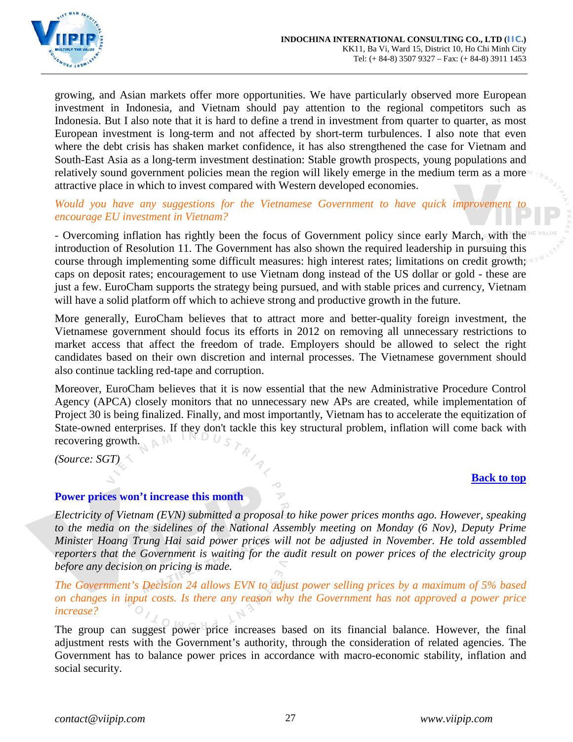growing, and Asian markets offer more opportunities. We have particularly observed more European investment in Indonesia, and Vietnam should pay attention to the regional competitors such as Indonesia. But I also note that it is hard to define a trend in investment from quarter to quarter, as most European investment is long-term and not affected by short-term turbulences. I also note that even where the debt crisis has shaken market confidence, it has also strengthened the case for Vietnam and South-East Asia as a long-term investment destination: Stable growth prospects, young populations and relatively sound government policies mean the region will likely emerge in the medium term as a more attractive place in which to invest compared with Western developed economies.

*Would you have any suggestions for the Vietnamese Government to have quick improvement to encourage EU investment in Vietnam?*

- Overcoming inflation has rightly been the focus of Government policy since early March, with the introduction of Resolution 11. The Government has also shown the required leadership in pursuing this course through implementing some difficult measures: high interest rates; limitations on credit growth; caps on deposit rates; encouragement to use Vietnam dong instead of the US dollar or gold - these are just a few. EuroCham supports the strategy being pursued, and with stable prices and currency, Vietnam will have a solid platform off which to achieve strong and productive growth in the future.

More generally, EuroCham believes that to attract more and better-quality foreign investment, the Vietnamese government should focus its efforts in 2012 on removing all unnecessary restrictions to market access that affect the freedom of trade. Employers should be allowed to select the right candidates based on their own discretion and internal processes. The Vietnamese government should also continue tackling red-tape and corruption.

Moreover, EuroCham believes that it is now essential that the new Administrative Procedure Control Agency (APCA) closely monitors that no unnecessary new APs are created, while implementation of Project 30 is being finalized. Finally, and most importantly, Vietnam has to accelerate the equitization of State-owned enterprises. If they don't tackle this key structural problem, inflation will come back with recovering growth.

*(Source: SGT)*

[Back to top](#)

## Power prices won't increase this month

*Electricity of Vietnam (EVN) submitted a proposal to hike power prices months ago. However, speaking to the media on the sidelines of the National Assembly meeting on Monday (6 Nov), Deputy Prime Minister Hoang Trung Hai said power prices will not be adjusted in November. He told assembled reporters that the Government is waiting for the audit result on power prices of the electricity group before any decision on pricing is made.*

*The Government's Decision 24 allows EVN to adjust power selling prices by a maximum of 5% based on changes in input costs. Is there any reason why the Government has not approved a power price increase?*

The group can suggest power price increases based on its financial balance. However, the final adjustment rests with the Government's authority, through the consideration of related agencies. The Government has to balance power prices in accordance with macro-economic stability, inflation and social security.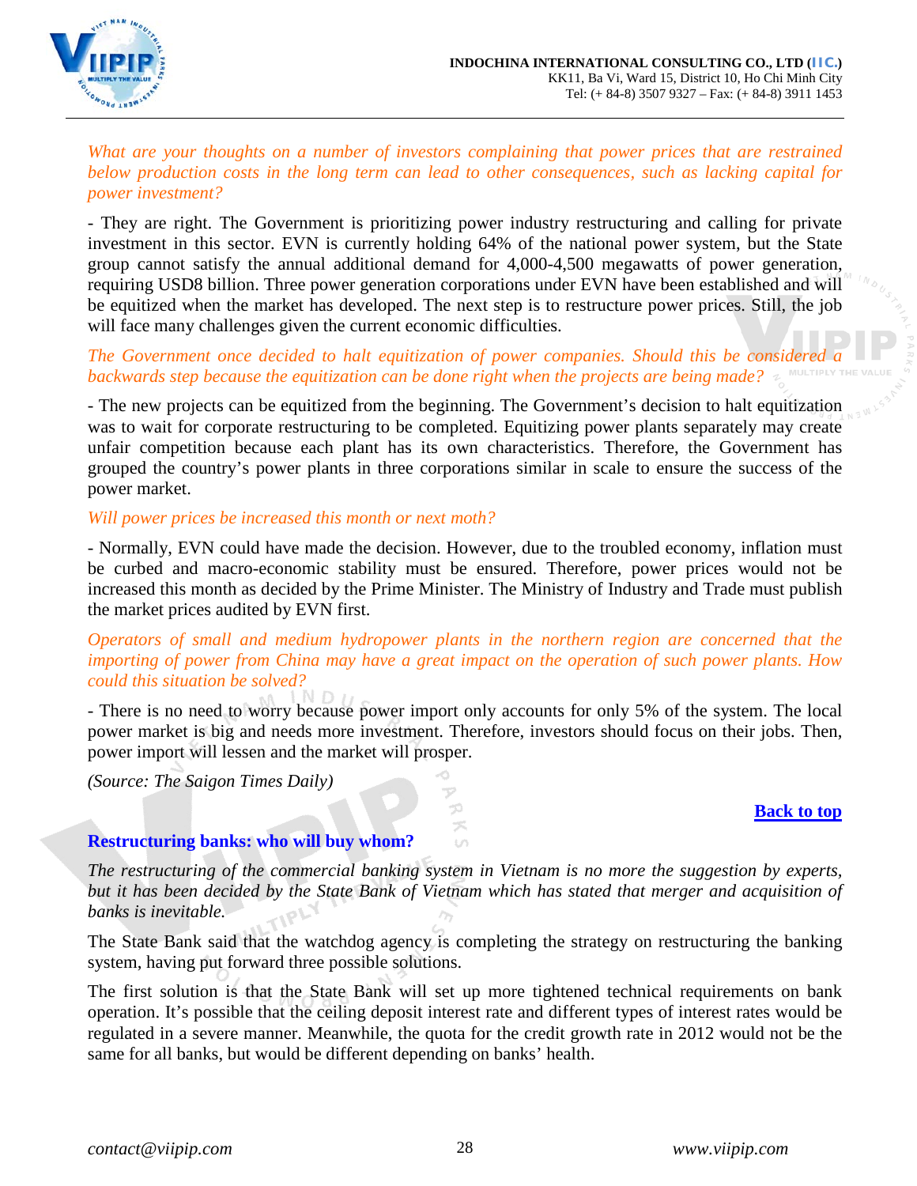*What are your thoughts on a number of investors complaining that power prices that are restrained below production costs in the long term can lead to other consequences, such as lacking capital for power investment?*

- They are right. The Government is prioritizing power industry restructuring and calling for private investment in this sector. EVN is currently holding 64% of the national power system, but the State group cannot satisfy the annual additional demand for 4,000-4,500 megawatts of power generation, requiring USD8 billion. Three power generation corporations under EVN have been established and will be equitized when the market has developed. The next step is to restructure power prices. Still, the job will face many challenges given the current economic difficulties.

*The Government once decided to halt equitization of power companies. Should this be considered a backwards step because the equitization can be done right when the projects are being made?*

- The new projects can be equitized from the beginning. The Government's decision to halt equitization was to wait for corporate restructuring to be completed. Equitizing power plants separately may create unfair competition because each plant has its own characteristics. Therefore, the Government has grouped the country's power plants in three corporations similar in scale to ensure the success of the power market.

*Will power prices be increased this month or next moth?*

- Normally, EVN could have made the decision. However, due to the troubled economy, inflation must be curbed and macro-economic stability must be ensured. Therefore, power prices would not be increased this month as decided by the Prime Minister. The Ministry of Industry and Trade must publish the market prices audited by EVN first.

*Operators of small and medium hydropower plants in the northern region are concerned that the importing of power from China may have a great impact on the operation of such power plants. How could this situation be solved?*

- There is no need to worry because power import only accounts for only 5% of the system. The local power market is big and needs more investment. Therefore, investors should focus on their jobs. Then, power import will lessen and the market will prosper.

*(Source: The Saigon Times Daily)*

**Back to top**

## Restructuring banks: who will buy whom?

*The restructuring of the commercial banking system in Vietnam is no more the suggestion by experts, but it has been decided by the State Bank of Vietnam which has stated that merger and acquisition of banks is inevitable.*

The State Bank said that the watchdog agency is completing the strategy on restructuring the banking system, having put forward three possible solutions.

The first solution is that the State Bank will set up more tightened technical requirements on bank operation. It's possible that the ceiling deposit interest rate and different types of interest rates would be regulated in a severe manner. Meanwhile, the quota for the credit growth rate in 2012 would not be the same for all banks, but would be different depending on banks' health.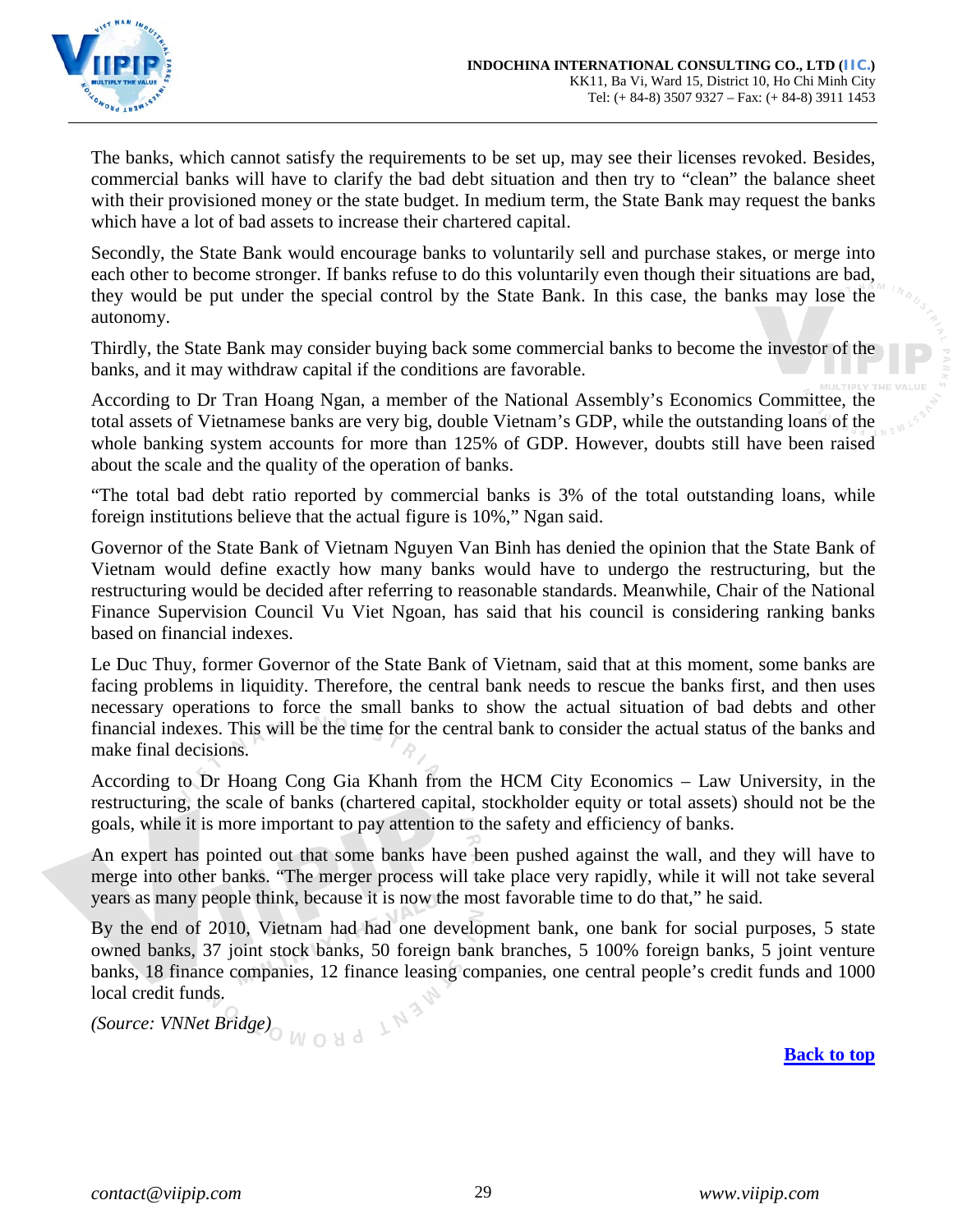The banks, which cannot satisfy the requirements to be set up, may see their licenses revoked. Besides, commercial banks will have to clarify the bad debt situation and then try to "clean" the balance sheet with their provisioned money or the state budget. In medium term, the State Bank may request the banks which have a lot of bad assets to increase their chartered capital.

Secondly, the State Bank would encourage banks to voluntarily sell and purchase stakes, or merge into each other to become stronger. If banks refuse to do this voluntarily even though their situations are bad, they would be put under the special control by the State Bank. In this case, the banks may lose the autonomy.

Thirdly, the State Bank may consider buying back some commercial banks to become the investor of the banks, and it may withdraw capital if the conditions are favorable.

According to Dr Tran Hoang Ngan, a member of the National Assembly's Economics Committee, the total assets of Vietnamese banks are very big, double Vietnam's GDP, while the outstanding loans of the whole banking system accounts for more than 125% of GDP. However, doubts still have been raised about the scale and the quality of the operation of banks.

"The total bad debt ratio reported by commercial banks is 3% of the total outstanding loans, while foreign institutions believe that the actual figure is 10%," Ngan said.

Governor of the State Bank of Vietnam Nguyen Van Binh has denied the opinion that the State Bank of Vietnam would define exactly how many banks would have to undergo the restructuring, but the restructuring would be decided after referring to reasonable standards. Meanwhile, Chair of the National Finance Supervision Council Vu Viet Ngoan, has said that his council is considering ranking banks based on financial indexes.

Le Duc Thuy, former Governor of the State Bank of Vietnam, said that at this moment, some banks are facing problems in liquidity. Therefore, the central bank needs to rescue the banks first, and then uses necessary operations to force the small banks to show the actual situation of bad debts and other financial indexes. This will be the time for the central bank to consider the actual status of the banks and make final decisions.

According to Dr Hoang Cong Gia Khanh from the HCM City Economics – Law University, in the restructuring, the scale of banks (chartered capital, stockholder equity or total assets) should not be the goals, while it is more important to pay attention to the safety and efficiency of banks.

An expert has pointed out that some banks have been pushed against the wall, and they will have to merge into other banks. "The merger process will take place very rapidly, while it will not take several years as many people think, because it is now the most favorable time to do that," he said.

By the end of 2010, Vietnam had had one development bank, one bank for social purposes, 5 state owned banks, 37 joint stock banks, 50 foreign bank branches, 5 100% foreign banks, 5 joint venture banks, 18 finance companies, 12 finance leasing companies, one central people's credit funds and 1000 local credit funds.

*(Source: VNNet Bridge)*

**Back to top**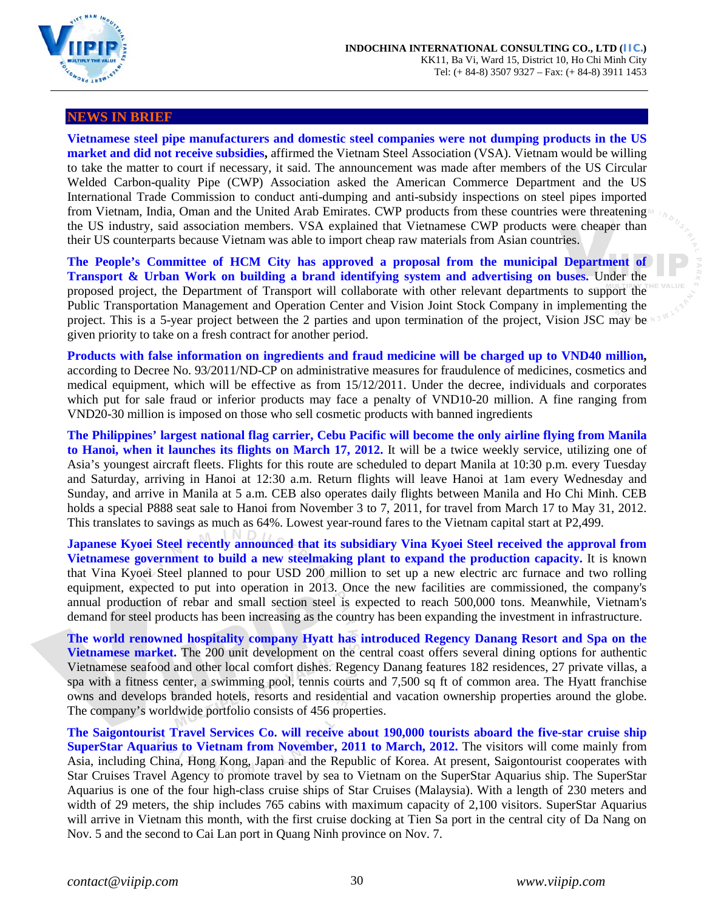## NEWS IN BRIEF

**Vietnamese steel pipe manufacturers and domestic steel companies were not dumping products in the US market and did not receive subsidies,** affirmed the Vietnam Steel Association (VSA). Vietnam would be willing to take the matter to court if necessary, it said. The announcement was made after members of the US Circular Welded Carbon-quality Pipe (CWP) Association asked the American Commerce Department and the US International Trade Commission to conduct anti-dumping and anti-subsidy inspections on steel pipes imported from Vietnam, India, Oman and the United Arab Emirates. CWP products from these countries were threatening the US industry, said association members. VSA explained that Vietnamese CWP products were cheaper than their US counterparts because Vietnam was able to import cheap raw materials from Asian countries.

**The People's Committee of HCM City has approved a proposal from the municipal Department of Transport & Urban Work on building a brand identifying system and advertising on buses.** Under the proposed project, the Department of Transport will collaborate with other relevant departments to support the Public Transportation Management and Operation Center and Vision Joint Stock Company in implementing the project. This is a 5-year project between the 2 parties and upon termination of the project, Vision JSC may be given priority to take on a fresh contract for another period.

**Products with false information on ingredients and fraud medicine will be charged up to VND40 million,** according to Decree No. 93/2011/ND-CP on administrative measures for fraudulence of medicines, cosmetics and medical equipment, which will be effective as from 15/12/2011. Under the decree, individuals and corporates which put for sale fraud or inferior products may face a penalty of VND10-20 million. A fine ranging from VND20-30 million is imposed on those who sell cosmetic products with banned ingredients

**The Philippines' largest national flag carrier, Cebu Pacific will become the only airline flying from Manila to Hanoi, when it launches its flights on March 17, 2012.** It will be a twice weekly service, utilizing one of Asia's youngest aircraft fleets. Flights for this route are scheduled to depart Manila at 10:30 p.m. every Tuesday and Saturday, arriving in Hanoi at 12:30 a.m. Return flights will leave Hanoi at 1am every Wednesday and Sunday, and arrive in Manila at 5 a.m. CEB also operates daily flights between Manila and Ho Chi Minh. CEB holds a special P888 seat sale to Hanoi from November 3 to 7, 2011, for travel from March 17 to May 31, 2012. This translates to savings as much as 64%. Lowest year-round fares to the Vietnam capital start at P2,499.

**Japanese Kyoei Steel recently announced that its subsidiary Vina Kyoei Steel received the approval from Vietnamese government to build a new steelmaking plant to expand the production capacity.** It is known that Vina Kyoei Steel planned to pour USD 200 million to set up a new electric arc furnace and two rolling equipment, expected to put into operation in 2013. Once the new facilities are commissioned, the company's annual production of rebar and small section steel is expected to reach 500,000 tons. Meanwhile, Vietnam's demand for steel products has been increasing as the country has been expanding the investment in infrastructure.

**The world renowned hospitality company Hyatt has introduced Regency Danang Resort and Spa on the Vietnamese market.** The 200 unit development on the central coast offers several dining options for authentic Vietnamese seafood and other local comfort dishes. Regency Danang features 182 residences, 27 private villas, a spa with a fitness center, a swimming pool, tennis courts and 7,500 sq ft of common area. The Hyatt franchise owns and develops branded hotels, resorts and residential and vacation ownership properties around the globe. The company's worldwide portfolio consists of 456 properties.

**The Saigontourist Travel Services Co. will receive about 190,000 tourists aboard the five-star cruise ship SuperStar Aquarius to Vietnam from November, 2011 to March, 2012.** The visitors will come mainly from Asia, including China, Hong Kong, Japan and the Republic of Korea. At present, Saigontourist cooperates with Star Cruises Travel Agency to promote travel by sea to Vietnam on the SuperStar Aquarius ship. The SuperStar Aquarius is one of the four high-class cruise ships of Star Cruises (Malaysia). With a length of 230 meters and width of 29 meters, the ship includes 765 cabins with maximum capacity of 2,100 visitors. SuperStar Aquarius will arrive in Vietnam this month, with the first cruise docking at Tien Sa port in the central city of Da Nang on Nov. 5 and the second to Cai Lan port in Quang Ninh province on Nov. 7.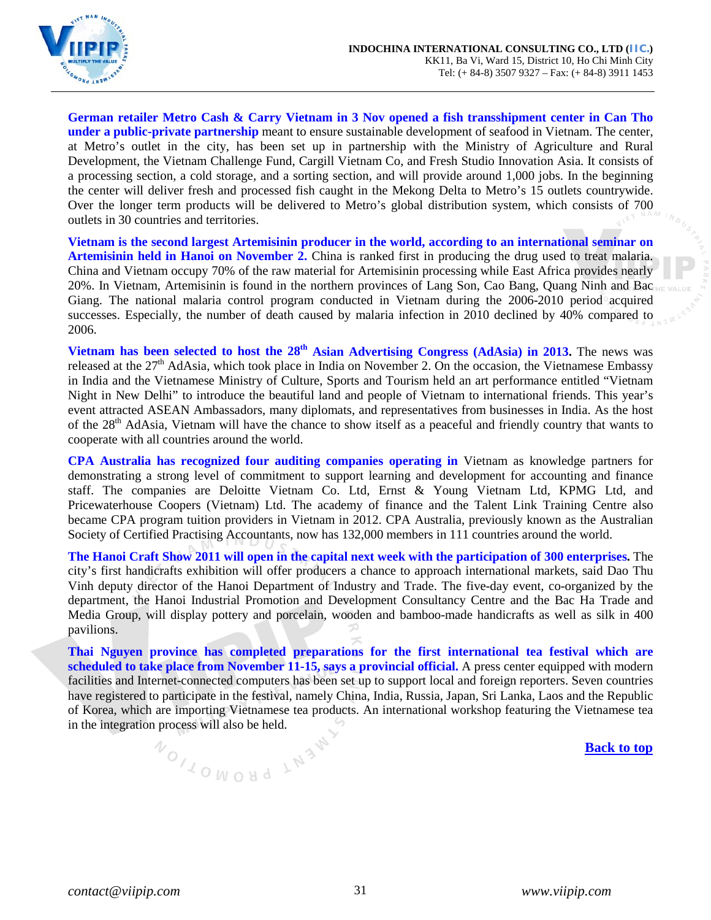**German retailer Metro Cash & Carry Vietnam in 3 Nov opened a fish transshipment center in Can Tho under a public-private partnership** meant to ensure sustainable development of seafood in Vietnam. The center, at Metro's outlet in the city, has been set up in partnership with the Ministry of Agriculture and Rural Development, the Vietnam Challenge Fund, Cargill Vietnam Co, and Fresh Studio Innovation Asia. It consists of a processing section, a cold storage, and a sorting section, and will provide around 1,000 jobs. In the beginning the center will deliver fresh and processed fish caught in the Mekong Delta to Metro's 15 outlets countrywide. Over the longer term products will be delivered to Metro's global distribution system, which consists of 700 outlets in 30 countries and territories.

**Vietnam is the second largest Artemisinin producer in the world, according to an international seminar on Artemisinin held in Hanoi on November 2.** China is ranked first in producing the drug used to treat malaria. China and Vietnam occupy 70% of the raw material for Artemisinin processing while East Africa provides nearly 20%. In Vietnam, Artemisinin is found in the northern provinces of Lang Son, Cao Bang, Quang Ninh and Bac Giang. The national malaria control program conducted in Vietnam during the 2006-2010 period acquired successes. Especially, the number of death caused by malaria infection in 2010 declined by 40% compared to 2006.

**Vietnam has been selected to host the 28th Asian Advertising Congress (AdAsia) in 2013.** The news was released at the 27th AdAsia, which took place in India on November 2. On the occasion, the Vietnamese Embassy in India and the Vietnamese Ministry of Culture, Sports and Tourism held an art performance entitled "Vietnam Night in New Delhi" to introduce the beautiful land and people of Vietnam to international friends. This year's event attracted ASEAN Ambassadors, many diplomats, and representatives from businesses in India. As the host of the 28th AdAsia, Vietnam will have the chance to show itself as a peaceful and friendly country that wants to cooperate with all countries around the world.

**CPA Australia has recognized four auditing companies operating in** Vietnam as knowledge partners for demonstrating a strong level of commitment to support learning and development for accounting and finance staff. The companies are Deloitte Vietnam Co. Ltd, Ernst & Young Vietnam Ltd, KPMG Ltd, and Pricewaterhouse Coopers (Vietnam) Ltd. The academy of finance and the Talent Link Training Centre also became CPA program tuition providers in Vietnam in 2012. CPA Australia, previously known as the Australian Society of Certified Practising Accountants, now has 132,000 members in 111 countries around the world.

**The Hanoi Craft Show 2011 will open in the capital next week with the participation of 300 enterprises.** The city's first handicrafts exhibition will offer producers a chance to approach international markets, said Dao Thu Vinh deputy director of the Hanoi Department of Industry and Trade. The five-day event, co-organized by the department, the Hanoi Industrial Promotion and Development Consultancy Centre and the Bac Ha Trade and Media Group, will display pottery and porcelain, wooden and bamboo-made handicrafts as well as silk in 400 pavilions.

**Thai Nguyen province has completed preparations for the first international tea festival which are scheduled to take place from November 11-15, says a provincial official.** A press center equipped with modern facilities and Internet-connected computers has been set up to support local and foreign reporters. Seven countries have registered to participate in the festival, namely China, India, Russia, Japan, Sri Lanka, Laos and the Republic of Korea, which are importing Vietnamese tea products. An international workshop featuring the Vietnamese tea in the integration process will also be held.

Back to top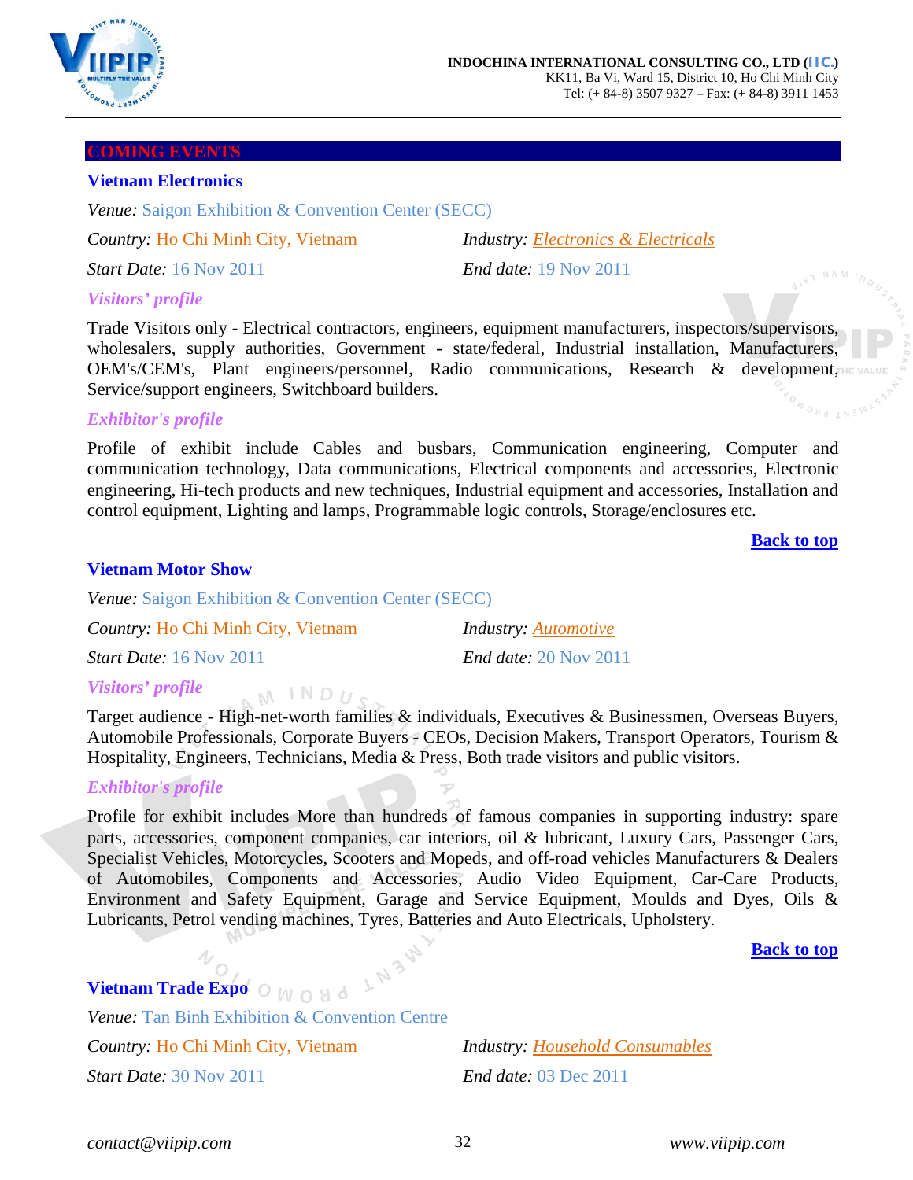## COMING EVENTS

### Vietnam Electronics

*Venue:* Saigon Exhibition & Convention Center (SECC)

*Country:* Ho Chi Minh City, Vietnam

*Industry:* *Electronics & Electricals*

*Start Date:* 16 Nov 2011

*End date:* 19 Nov 2011

***Visitors' profile***

Trade Visitors only - Electrical contractors, engineers, equipment manufacturers, inspectors/supervisors, wholesalers, supply authorities, Government - state/federal, Industrial installation, Manufacturers, OEM's/CEM's, Plant engineers/personnel, Radio communications, Research & development, Service/support engineers, Switchboard builders.

***Exhibitor's profile***

Profile of exhibit include Cables and busbars, Communication engineering, Computer and communication technology, Data communications, Electrical components and accessories, Electronic engineering, Hi-tech products and new techniques, Industrial equipment and accessories, Installation and control equipment, Lighting and lamps, Programmable logic controls, Storage/enclosures etc.

**Back to top**

### Vietnam Motor Show

*Venue:* Saigon Exhibition & Convention Center (SECC)

*Country:* Ho Chi Minh City, Vietnam

*Industry:* *Automotive*

*Start Date:* 16 Nov 2011

*End date:* 20 Nov 2011

***Visitors' profile***

Target audience - High-net-worth families & individuals, Executives & Businessmen, Overseas Buyers, Automobile Professionals, Corporate Buyers - CEOs, Decision Makers, Transport Operators, Tourism & Hospitality, Engineers, Technicians, Media & Press, Both trade visitors and public visitors.

***Exhibitor's profile***

Profile for exhibit includes More than hundreds of famous companies in supporting industry: spare parts, accessories, component companies, car interiors, oil & lubricant, Luxury Cars, Passenger Cars, Specialist Vehicles, Motorcycles, Scooters and Mopeds, and off-road vehicles Manufacturers & Dealers of Automobiles, Components and Accessories, Audio Video Equipment, Car-Care Products, Environment and Safety Equipment, Garage and Service Equipment, Moulds and Dyes, Oils & Lubricants, Petrol vending machines, Tyres, Batteries and Auto Electricals, Upholstery.

**Back to top**

### Vietnam Trade Expo

*Venue:* Tan Binh Exhibition & Convention Centre

*Country:* Ho Chi Minh City, Vietnam

*Industry:* *Household Consumables*

*Start Date:* 30 Nov 2011

*End date:* 03 Dec 2011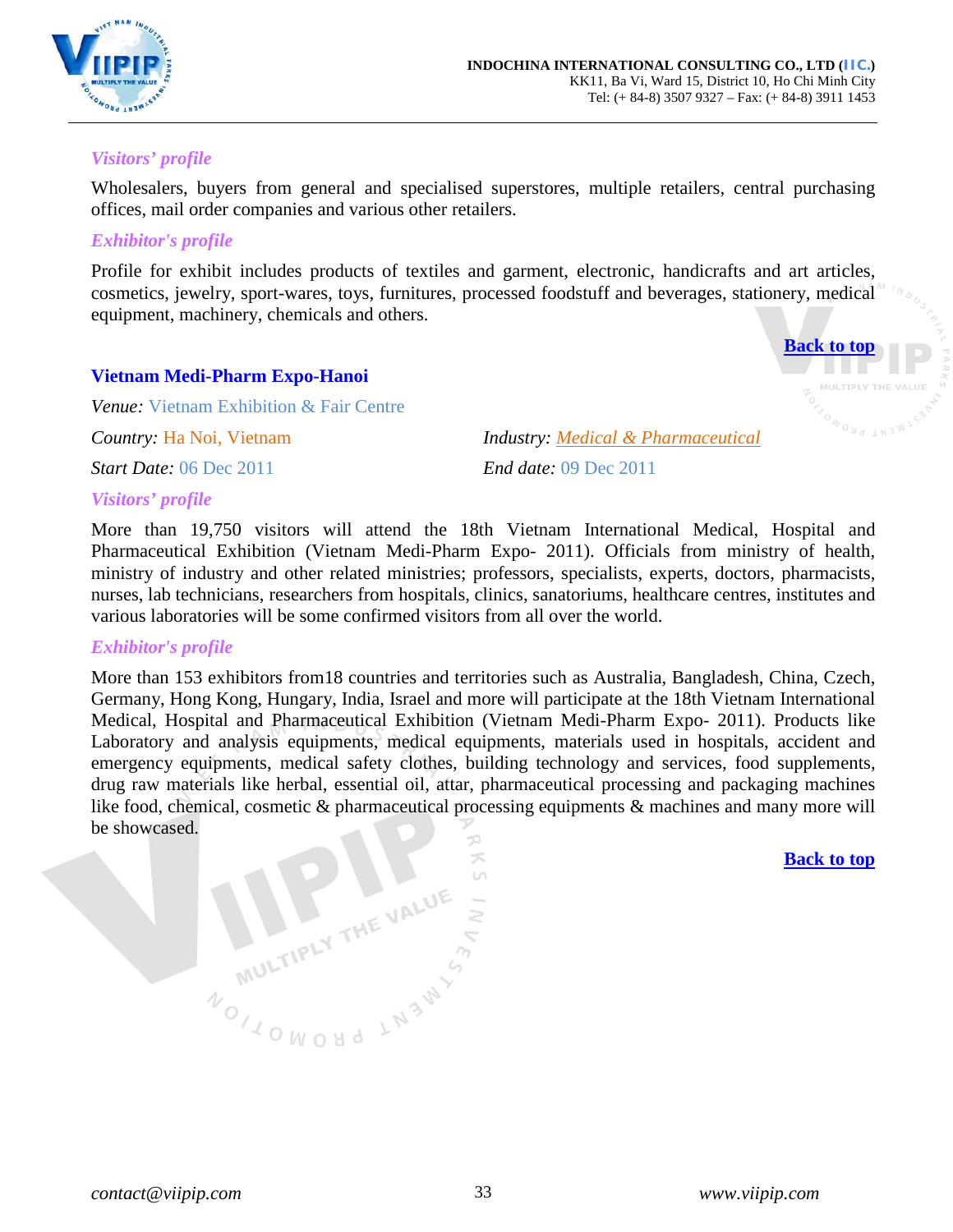*Visitors' profile*

Wholesalers, buyers from general and specialised superstores, multiple retailers, central purchasing offices, mail order companies and various other retailers.

*Exhibitor's profile*

Profile for exhibit includes products of textiles and garment, electronic, handicrafts and art articles, cosmetics, jewelry, sport-wares, toys, furnitures, processed foodstuff and beverages, stationery, medical equipment, machinery, chemicals and others.

**Back to top**

### Vietnam Medi-Pharm Expo-Hanoi

*Venue:* Vietnam Exhibition & Fair Centre

*Country:* Ha Noi, Vietnam

*Industry:* Medical & Pharmaceutical

*Start Date:* 06 Dec 2011

*End date:* 09 Dec 2011

*Visitors' profile*

More than 19,750 visitors will attend the 18th Vietnam International Medical, Hospital and Pharmaceutical Exhibition (Vietnam Medi-Pharm Expo- 2011). Officials from ministry of health, ministry of industry and other related ministries; professors, specialists, experts, doctors, pharmacists, nurses, lab technicians, researchers from hospitals, clinics, sanatoriums, healthcare centres, institutes and various laboratories will be some confirmed visitors from all over the world.

*Exhibitor's profile*

More than 153 exhibitors from18 countries and territories such as Australia, Bangladesh, China, Czech, Germany, Hong Kong, Hungary, India, Israel and more will participate at the 18th Vietnam International Medical, Hospital and Pharmaceutical Exhibition (Vietnam Medi-Pharm Expo- 2011). Products like Laboratory and analysis equipments, medical equipments, materials used in hospitals, accident and emergency equipments, medical safety clothes, building technology and services, food supplements, drug raw materials like herbal, essential oil, attar, pharmaceutical processing and packaging machines like food, chemical, cosmetic & pharmaceutical processing equipments & machines and many more will be showcased.

**Back to top**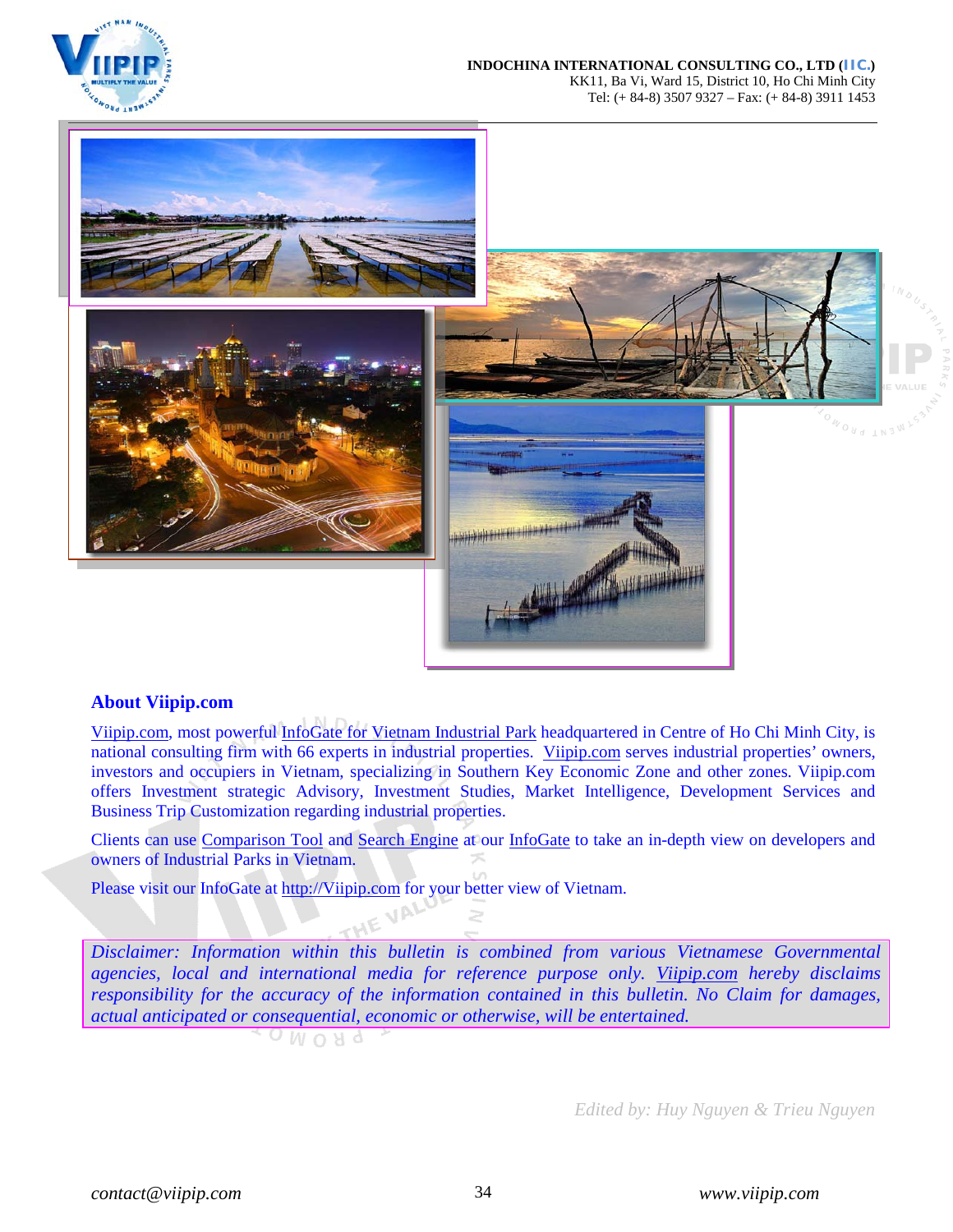## About Viipip.com

Viipip.com, most powerful InfoGate for Vietnam Industrial Park headquartered in Centre of Ho Chi Minh City, is national consulting firm with 66 experts in industrial properties. Viipip.com serves industrial properties' owners, investors and occupiers in Vietnam, specializing in Southern Key Economic Zone and other zones. Viipip.com offers Investment strategic Advisory, Investment Studies, Market Intelligence, Development Services and Business Trip Customization regarding industrial properties.

Clients can use Comparison Tool and Search Engine at our InfoGate to take an in-depth view on developers and owners of Industrial Parks in Vietnam.

Please visit our InfoGate at http://Viipip.com for your better view of Vietnam.

*Disclaimer: Information within this bulletin is combined from various Vietnamese Governmental agencies, local and international media for reference purpose only. Viipip.com hereby disclaims responsibility for the accuracy of the information contained in this bulletin. No Claim for damages, actual anticipated or consequential, economic or otherwise, will be entertained.*

*Edited by: Huy Nguyen & Trieu Nguyen*